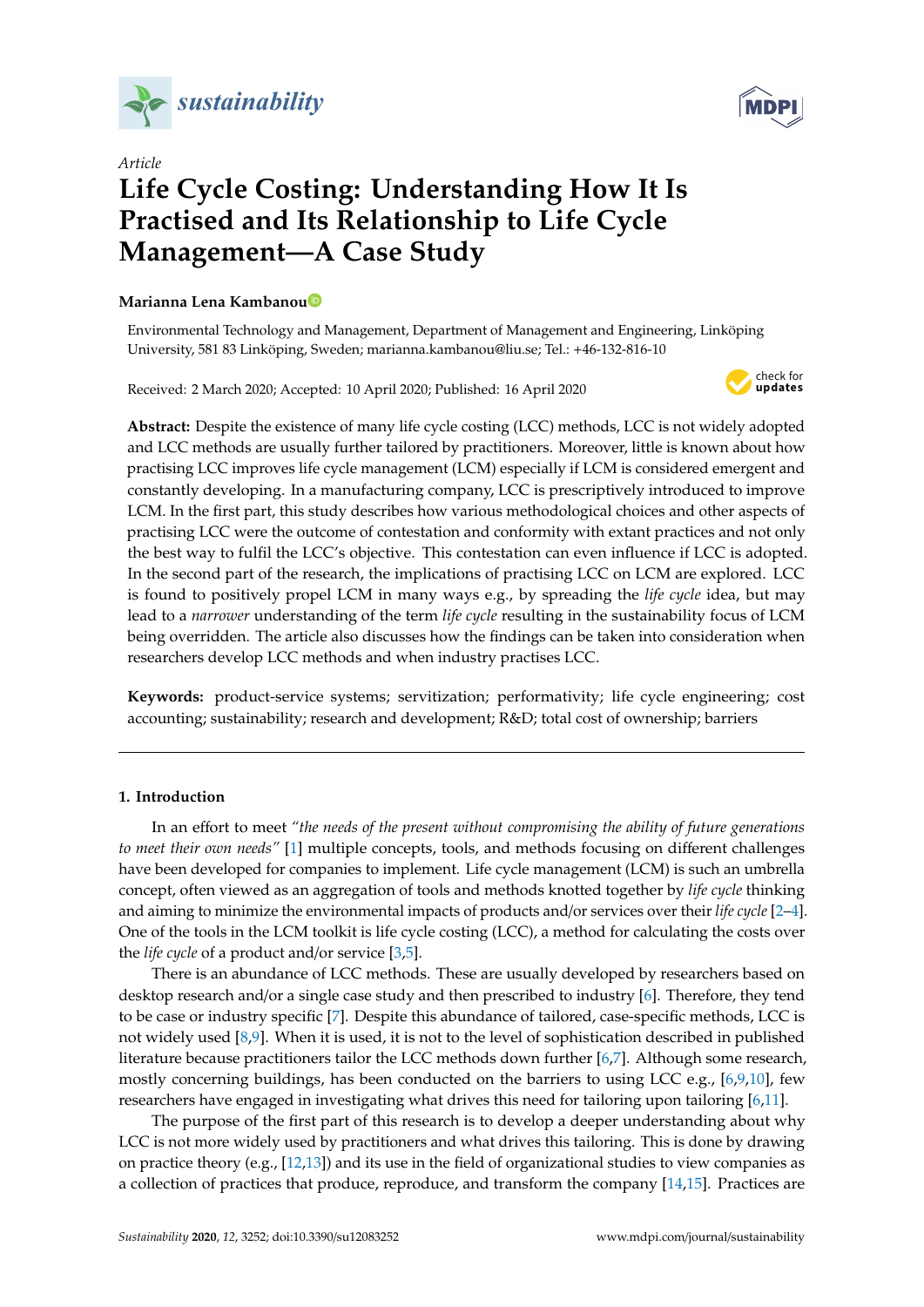*Article*

# Life Cycle Costing: Understanding How It Is Practised and Its Relationship to Life Cycle Management—A Case Study

**Marianna Lena Kambanou**

Environmental Technology and Management, Department of Management and Engineering, Linköping University, 581 83 Linköping, Sweden; marianna.kambanou@liu.se; Tel.: +46-132-816-10

Received: 2 March 2020; Accepted: 10 April 2020; Published: 16 April 2020

**Abstract:** Despite the existence of many life cycle costing (LCC) methods, LCC is not widely adopted and LCC methods are usually further tailored by practitioners. Moreover, little is known about how practising LCC improves life cycle management (LCM) especially if LCM is considered emergent and constantly developing. In a manufacturing company, LCC is prescriptively introduced to improve LCM. In the first part, this study describes how various methodological choices and other aspects of practising LCC were the outcome of contestation and conformity with extant practices and not only the best way to fulfil the LCC's objective. This contestation can even influence if LCC is adopted. In the second part of the research, the implications of practising LCC on LCM are explored. LCC is found to positively propel LCM in many ways e.g., by spreading the *life cycle* idea, but may lead to a *narrower* understanding of the term *life cycle* resulting in the sustainability focus of LCM being overridden. The article also discusses how the findings can be taken into consideration when researchers develop LCC methods and when industry practises LCC.

**Keywords:** product-service systems; servitization; performativity; life cycle engineering; cost accounting; sustainability; research and development; R&D; total cost of ownership; barriers

## 1. Introduction

In an effort to meet *"the needs of the present without compromising the ability of future generations to meet their own needs"* [1] multiple concepts, tools, and methods focusing on different challenges have been developed for companies to implement. Life cycle management (LCM) is such an umbrella concept, often viewed as an aggregation of tools and methods knotted together by *life cycle* thinking and aiming to minimize the environmental impacts of products and/or services over their *life cycle* [2–4]. One of the tools in the LCM toolkit is life cycle costing (LCC), a method for calculating the costs over the *life cycle* of a product and/or service [3,5].

There is an abundance of LCC methods. These are usually developed by researchers based on desktop research and/or a single case study and then prescribed to industry [6]. Therefore, they tend to be case or industry specific [7]. Despite this abundance of tailored, case-specific methods, LCC is not widely used [8,9]. When it is used, it is not to the level of sophistication described in published literature because practitioners tailor the LCC methods down further [6,7]. Although some research, mostly concerning buildings, has been conducted on the barriers to using LCC e.g., [6,9,10], few researchers have engaged in investigating what drives this need for tailoring upon tailoring [6,11].

The purpose of the first part of this research is to develop a deeper understanding about why LCC is not more widely used by practitioners and what drives this tailoring. This is done by drawing on practice theory (e.g., [12,13]) and its use in the field of organizational studies to view companies as a collection of practices that produce, reproduce, and transform the company [14,15]. Practices are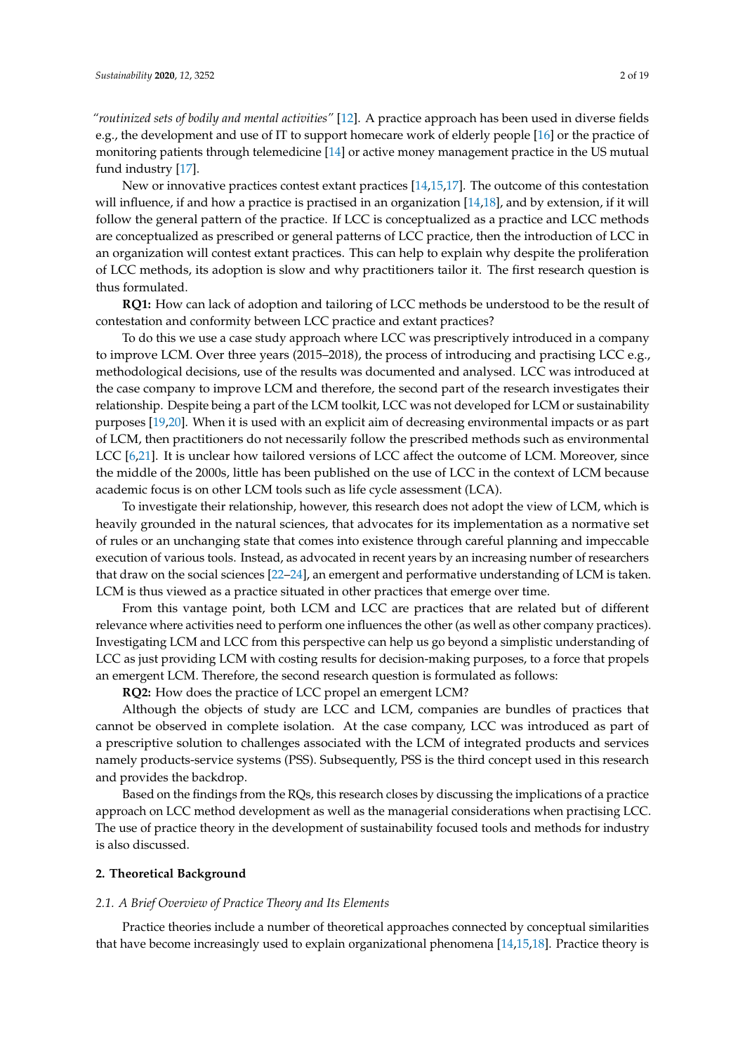*"routinized sets of bodily and mental activities"* [12]. A practice approach has been used in diverse fields e.g., the development and use of IT to support homecare work of elderly people [16] or the practice of monitoring patients through telemedicine [14] or active money management practice in the US mutual fund industry [17].

New or innovative practices contest extant practices [14,15,17]. The outcome of this contestation will influence, if and how a practice is practised in an organization [14,18], and by extension, if it will follow the general pattern of the practice. If LCC is conceptualized as a practice and LCC methods are conceptualized as prescribed or general patterns of LCC practice, then the introduction of LCC in an organization will contest extant practices. This can help to explain why despite the proliferation of LCC methods, its adoption is slow and why practitioners tailor it. The first research question is thus formulated.

**RQ1:** How can lack of adoption and tailoring of LCC methods be understood to be the result of contestation and conformity between LCC practice and extant practices?

To do this we use a case study approach where LCC was prescriptively introduced in a company to improve LCM. Over three years (2015–2018), the process of introducing and practising LCC e.g., methodological decisions, use of the results was documented and analysed. LCC was introduced at the case company to improve LCM and therefore, the second part of the research investigates their relationship. Despite being a part of the LCM toolkit, LCC was not developed for LCM or sustainability purposes [19,20]. When it is used with an explicit aim of decreasing environmental impacts or as part of LCM, then practitioners do not necessarily follow the prescribed methods such as environmental LCC [6,21]. It is unclear how tailored versions of LCC affect the outcome of LCM. Moreover, since the middle of the 2000s, little has been published on the use of LCC in the context of LCM because academic focus is on other LCM tools such as life cycle assessment (LCA).

To investigate their relationship, however, this research does not adopt the view of LCM, which is heavily grounded in the natural sciences, that advocates for its implementation as a normative set of rules or an unchanging state that comes into existence through careful planning and impeccable execution of various tools. Instead, as advocated in recent years by an increasing number of researchers that draw on the social sciences [22–24], an emergent and performative understanding of LCM is taken. LCM is thus viewed as a practice situated in other practices that emerge over time.

From this vantage point, both LCM and LCC are practices that are related but of different relevance where activities need to perform one influences the other (as well as other company practices). Investigating LCM and LCC from this perspective can help us go beyond a simplistic understanding of LCC as just providing LCM with costing results for decision-making purposes, to a force that propels an emergent LCM. Therefore, the second research question is formulated as follows:

**RQ2:** How does the practice of LCC propel an emergent LCM?

Although the objects of study are LCC and LCM, companies are bundles of practices that cannot be observed in complete isolation. At the case company, LCC was introduced as part of a prescriptive solution to challenges associated with the LCM of integrated products and services namely products-service systems (PSS). Subsequently, PSS is the third concept used in this research and provides the backdrop.

Based on the findings from the RQs, this research closes by discussing the implications of a practice approach on LCC method development as well as the managerial considerations when practising LCC. The use of practice theory in the development of sustainability focused tools and methods for industry is also discussed.

## 2. Theoretical Background

### *2.1. A Brief Overview of Practice Theory and Its Elements*

Practice theories include a number of theoretical approaches connected by conceptual similarities that have become increasingly used to explain organizational phenomena [14,15,18]. Practice theory is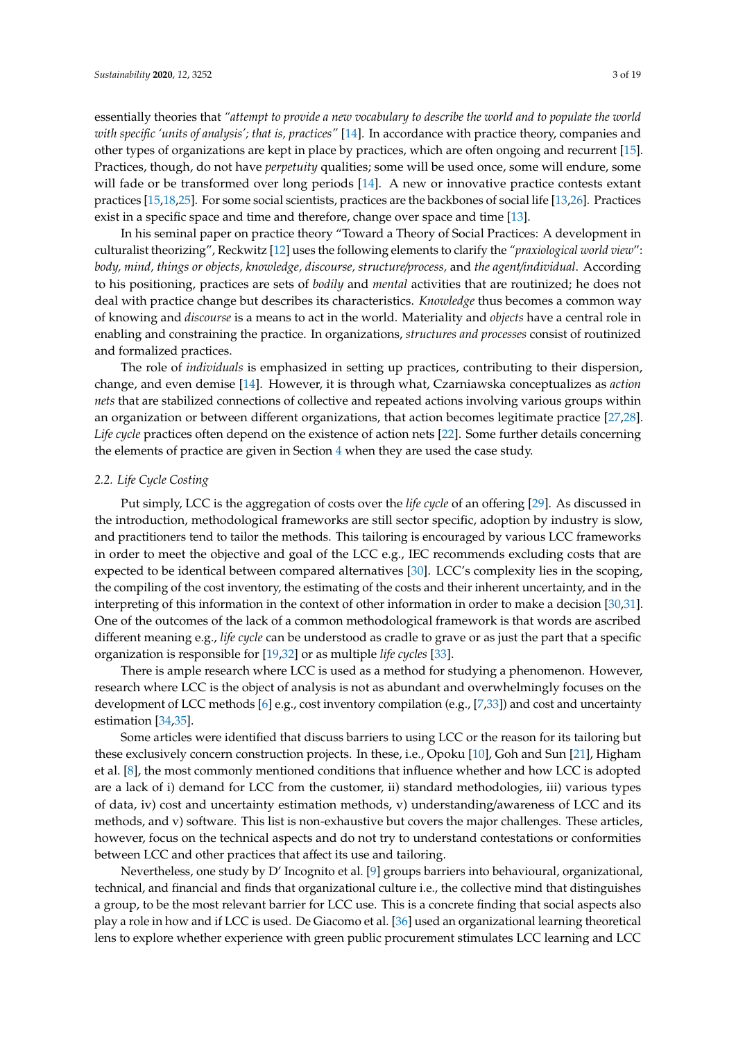essentially theories that *"attempt to provide a new vocabulary to describe the world and to populate the world with specific 'units of analysis'; that is, practices"* [14]. In accordance with practice theory, companies and other types of organizations are kept in place by practices, which are often ongoing and recurrent [15]. Practices, though, do not have *perpetuity* qualities; some will be used once, some will endure, some will fade or be transformed over long periods [14]. A new or innovative practice contests extant practices [15,18,25]. For some social scientists, practices are the backbones of social life [13,26]. Practices exist in a specific space and time and therefore, change over space and time [13].

In his seminal paper on practice theory "Toward a Theory of Social Practices: A development in culturalist theorizing", Reckwitz [12] uses the following elements to clarify the *"praxiological world view"*: *body, mind, things or objects, knowledge, discourse, structure/process,* and *the agent/individual*. According to his positioning, practices are sets of *bodily* and *mental* activities that are routinized; he does not deal with practice change but describes its characteristics. *Knowledge* thus becomes a common way of knowing and *discourse* is a means to act in the world. Materiality and *objects* have a central role in enabling and constraining the practice. In organizations, *structures and processes* consist of routinized and formalized practices.

The role of *individuals* is emphasized in setting up practices, contributing to their dispersion, change, and even demise [14]. However, it is through what, Czarniawska conceptualizes as *action nets* that are stabilized connections of collective and repeated actions involving various groups within an organization or between different organizations, that action becomes legitimate practice [27,28]. *Life cycle* practices often depend on the existence of action nets [22]. Some further details concerning the elements of practice are given in Section 4 when they are used the case study.

### 2.2. Life Cycle Costing

Put simply, LCC is the aggregation of costs over the *life cycle* of an offering [29]. As discussed in the introduction, methodological frameworks are still sector specific, adoption by industry is slow, and practitioners tend to tailor the methods. This tailoring is encouraged by various LCC frameworks in order to meet the objective and goal of the LCC e.g., IEC recommends excluding costs that are expected to be identical between compared alternatives [30]. LCC's complexity lies in the scoping, the compiling of the cost inventory, the estimating of the costs and their inherent uncertainty, and in the interpreting of this information in the context of other information in order to make a decision [30,31]. One of the outcomes of the lack of a common methodological framework is that words are ascribed different meaning e.g., *life cycle* can be understood as cradle to grave or as just the part that a specific organization is responsible for [19,32] or as multiple *life cycles* [33].

There is ample research where LCC is used as a method for studying a phenomenon. However, research where LCC is the object of analysis is not as abundant and overwhelmingly focuses on the development of LCC methods [6] e.g., cost inventory compilation (e.g., [7,33]) and cost and uncertainty estimation [34,35].

Some articles were identified that discuss barriers to using LCC or the reason for its tailoring but these exclusively concern construction projects. In these, i.e., Opoku [10], Goh and Sun [21], Higham et al. [8], the most commonly mentioned conditions that influence whether and how LCC is adopted are a lack of i) demand for LCC from the customer, ii) standard methodologies, iii) various types of data, iv) cost and uncertainty estimation methods, v) understanding/awareness of LCC and its methods, and v) software. This list is non-exhaustive but covers the major challenges. These articles, however, focus on the technical aspects and do not try to understand contestations or conformities between LCC and other practices that affect its use and tailoring.

Nevertheless, one study by D' Incognito et al. [9] groups barriers into behavioural, organizational, technical, and financial and finds that organizational culture i.e., the collective mind that distinguishes a group, to be the most relevant barrier for LCC use. This is a concrete finding that social aspects also play a role in how and if LCC is used. De Giacomo et al. [36] used an organizational learning theoretical lens to explore whether experience with green public procurement stimulates LCC learning and LCC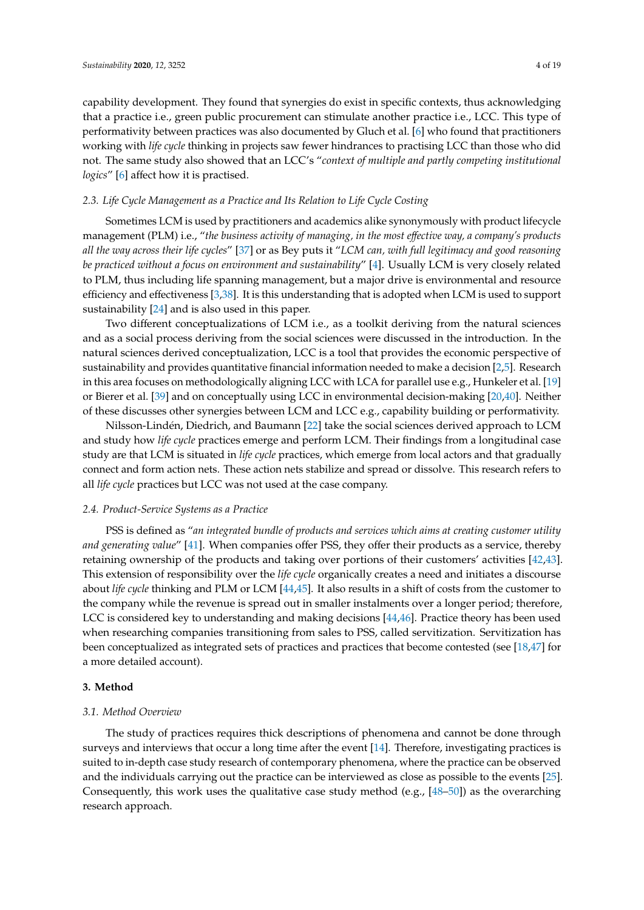capability development. They found that synergies do exist in specific contexts, thus acknowledging that a practice i.e., green public procurement can stimulate another practice i.e., LCC. This type of performativity between practices was also documented by Gluch et al. [6] who found that practitioners working with *life cycle* thinking in projects saw fewer hindrances to practising LCC than those who did not. The same study also showed that an LCC's "*context of multiple and partly competing institutional logics*" [6] affect how it is practised.

### 2.3. Life Cycle Management as a Practice and Its Relation to Life Cycle Costing

Sometimes LCM is used by practitioners and academics alike synonymously with product lifecycle management (PLM) i.e., "*the business activity of managing, in the most effective way, a company's products all the way across their life cycles*" [37] or as Bey puts it "*LCM can, with full legitimacy and good reasoning be practiced without a focus on environment and sustainability*" [4]. Usually LCM is very closely related to PLM, thus including life spanning management, but a major drive is environmental and resource efficiency and effectiveness [3,38]. It is this understanding that is adopted when LCM is used to support sustainability [24] and is also used in this paper.

Two different conceptualizations of LCM i.e., as a toolkit deriving from the natural sciences and as a social process deriving from the social sciences were discussed in the introduction. In the natural sciences derived conceptualization, LCC is a tool that provides the economic perspective of sustainability and provides quantitative financial information needed to make a decision [2,5]. Research in this area focuses on methodologically aligning LCC with LCA for parallel use e.g., Hunkeler et al. [19] or Bierer et al. [39] and on conceptually using LCC in environmental decision-making [20,40]. Neither of these discusses other synergies between LCM and LCC e.g., capability building or performativity.

Nilsson-Lindén, Diedrich, and Baumann [22] take the social sciences derived approach to LCM and study how *life cycle* practices emerge and perform LCM. Their findings from a longitudinal case study are that LCM is situated in *life cycle* practices, which emerge from local actors and that gradually connect and form action nets. These action nets stabilize and spread or dissolve. This research refers to all *life cycle* practices but LCC was not used at the case company.

### 2.4. Product-Service Systems as a Practice

PSS is defined as "*an integrated bundle of products and services which aims at creating customer utility and generating value*" [41]. When companies offer PSS, they offer their products as a service, thereby retaining ownership of the products and taking over portions of their customers' activities [42,43]. This extension of responsibility over the *life cycle* organically creates a need and initiates a discourse about *life cycle* thinking and PLM or LCM [44,45]. It also results in a shift of costs from the customer to the company while the revenue is spread out in smaller instalments over a longer period; therefore, LCC is considered key to understanding and making decisions [44,46]. Practice theory has been used when researching companies transitioning from sales to PSS, called servitization. Servitization has been conceptualized as integrated sets of practices and practices that become contested (see [18,47] for a more detailed account).

## 3. Method

### 3.1. Method Overview

The study of practices requires thick descriptions of phenomena and cannot be done through surveys and interviews that occur a long time after the event [14]. Therefore, investigating practices is suited to in-depth case study research of contemporary phenomena, where the practice can be observed and the individuals carrying out the practice can be interviewed as close as possible to the events [25]. Consequently, this work uses the qualitative case study method (e.g., [48–50]) as the overarching research approach.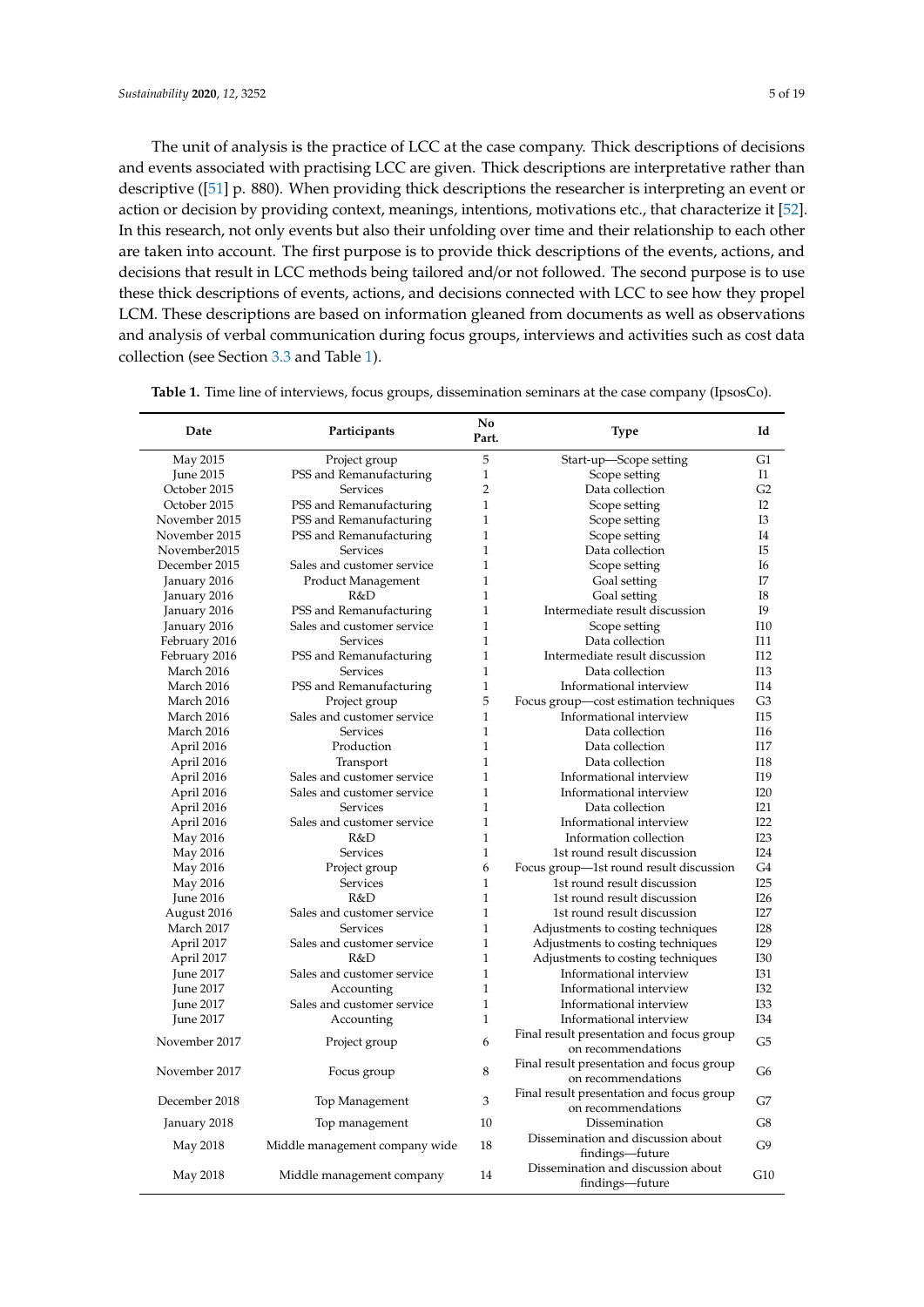The unit of analysis is the practice of LCC at the case company. Thick descriptions of decisions and events associated with practising LCC are given. Thick descriptions are interpretative rather than descriptive ([51] p. 880). When providing thick descriptions the researcher is interpreting an event or action or decision by providing context, meanings, intentions, motivations etc., that characterize it [52]. In this research, not only events but also their unfolding over time and their relationship to each other are taken into account. The first purpose is to provide thick descriptions of the events, actions, and decisions that result in LCC methods being tailored and/or not followed. The second purpose is to use these thick descriptions of events, actions, and decisions connected with LCC to see how they propel LCM. These descriptions are based on information gleaned from documents as well as observations and analysis of verbal communication during focus groups, interviews and activities such as cost data collection (see Section 3.3 and Table 1).

**Table 1.** Time line of interviews, focus groups, dissemination seminars at the case company (IpsosCo).

| Date | Participants | No Part. | Type | Id |
|---|---|---|---|---|
| May 2015 | Project group | 5 | Start-up—Scope setting | G1 |
| June 2015 | PSS and Remanufacturing | 1 | Scope setting | I1 |
| October 2015 | Services | 2 | Data collection | G2 |
| October 2015 | PSS and Remanufacturing | 1 | Scope setting | I2 |
| November 2015 | PSS and Remanufacturing | 1 | Scope setting | I3 |
| November 2015 | PSS and Remanufacturing | 1 | Scope setting | I4 |
| November2015 | Services | 1 | Data collection | I5 |
| December 2015 | Sales and customer service | 1 | Scope setting | I6 |
| January 2016 | Product Management | 1 | Goal setting | I7 |
| January 2016 | R&D | 1 | Goal setting | I8 |
| January 2016 | PSS and Remanufacturing | 1 | Intermediate result discussion | I9 |
| January 2016 | Sales and customer service | 1 | Scope setting | I10 |
| February 2016 | Services | 1 | Data collection | I11 |
| February 2016 | PSS and Remanufacturing | 1 | Intermediate result discussion | I12 |
| March 2016 | Services | 1 | Data collection | I13 |
| March 2016 | PSS and Remanufacturing | 1 | Informational interview | I14 |
| March 2016 | Project group | 5 | Focus group—cost estimation techniques | G3 |
| March 2016 | Sales and customer service | 1 | Informational interview | I15 |
| March 2016 | Services | 1 | Data collection | I16 |
| April 2016 | Production | 1 | Data collection | I17 |
| April 2016 | Transport | 1 | Data collection | I18 |
| April 2016 | Sales and customer service | 1 | Informational interview | I19 |
| April 2016 | Sales and customer service | 1 | Informational interview | I20 |
| April 2016 | Services | 1 | Data collection | I21 |
| April 2016 | Sales and customer service | 1 | Informational interview | I22 |
| May 2016 | R&D | 1 | Information collection | I23 |
| May 2016 | Services | 1 | 1st round result discussion | I24 |
| May 2016 | Project group | 6 | Focus group—1st round result discussion | G4 |
| May 2016 | Services | 1 | 1st round result discussion | I25 |
| June 2016 | R&D | 1 | 1st round result discussion | I26 |
| August 2016 | Sales and customer service | 1 | 1st round result discussion | I27 |
| March 2017 | Services | 1 | Adjustments to costing techniques | I28 |
| April 2017 | Sales and customer service | 1 | Adjustments to costing techniques | I29 |
| April 2017 | R&D | 1 | Adjustments to costing techniques | I30 |
| June 2017 | Sales and customer service | 1 | Informational interview | I31 |
| June 2017 | Accounting | 1 | Informational interview | I32 |
| June 2017 | Sales and customer service | 1 | Informational interview | I33 |
| June 2017 | Accounting | 1 | Informational interview | I34 |
| November 2017 | Project group | 6 | Final result presentation and focus group on recommendations | G5 |
| November 2017 | Focus group | 8 | Final result presentation and focus group on recommendations | G6 |
| December 2018 | Top Management | 3 | Final result presentation and focus group on recommendations | G7 |
| January 2018 | Top management | 10 | Dissemination | G8 |
| May 2018 | Middle management company wide | 18 | Dissemination and discussion about findings—future | G9 |
| May 2018 | Middle management company | 14 | Dissemination and discussion about findings—future | G10 |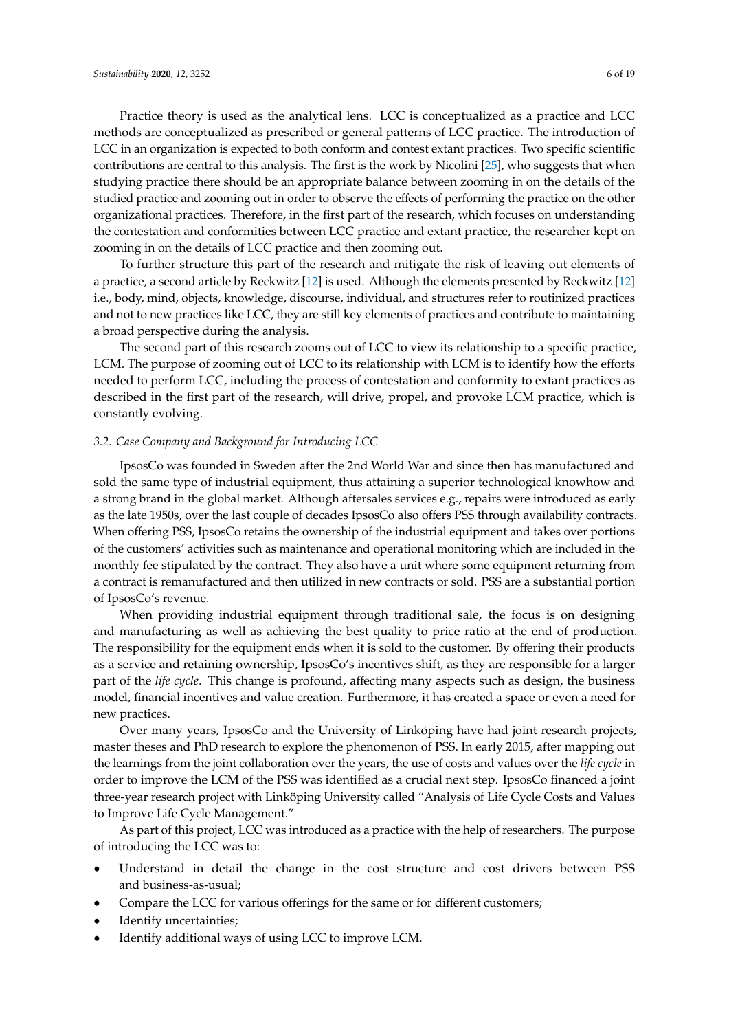Practice theory is used as the analytical lens. LCC is conceptualized as a practice and LCC methods are conceptualized as prescribed or general patterns of LCC practice. The introduction of LCC in an organization is expected to both conform and contest extant practices. Two specific scientific contributions are central to this analysis. The first is the work by Nicolini [25], who suggests that when studying practice there should be an appropriate balance between zooming in on the details of the studied practice and zooming out in order to observe the effects of performing the practice on the other organizational practices. Therefore, in the first part of the research, which focuses on understanding the contestation and conformities between LCC practice and extant practice, the researcher kept on zooming in on the details of LCC practice and then zooming out.

To further structure this part of the research and mitigate the risk of leaving out elements of a practice, a second article by Reckwitz [12] is used. Although the elements presented by Reckwitz [12] i.e., body, mind, objects, knowledge, discourse, individual, and structures refer to routinized practices and not to new practices like LCC, they are still key elements of practices and contribute to maintaining a broad perspective during the analysis.

The second part of this research zooms out of LCC to view its relationship to a specific practice, LCM. The purpose of zooming out of LCC to its relationship with LCM is to identify how the efforts needed to perform LCC, including the process of contestation and conformity to extant practices as described in the first part of the research, will drive, propel, and provoke LCM practice, which is constantly evolving.

### *3.2. Case Company and Background for Introducing LCC*

IpsosCo was founded in Sweden after the 2nd World War and since then has manufactured and sold the same type of industrial equipment, thus attaining a superior technological knowhow and a strong brand in the global market. Although aftersales services e.g., repairs were introduced as early as the late 1950s, over the last couple of decades IpsosCo also offers PSS through availability contracts. When offering PSS, IpsosCo retains the ownership of the industrial equipment and takes over portions of the customers' activities such as maintenance and operational monitoring which are included in the monthly fee stipulated by the contract. They also have a unit where some equipment returning from a contract is remanufactured and then utilized in new contracts or sold. PSS are a substantial portion of IpsosCo's revenue.

When providing industrial equipment through traditional sale, the focus is on designing and manufacturing as well as achieving the best quality to price ratio at the end of production. The responsibility for the equipment ends when it is sold to the customer. By offering their products as a service and retaining ownership, IpsosCo's incentives shift, as they are responsible for a larger part of the *life cycle*. This change is profound, affecting many aspects such as design, the business model, financial incentives and value creation. Furthermore, it has created a space or even a need for new practices.

Over many years, IpsosCo and the University of Linköping have had joint research projects, master theses and PhD research to explore the phenomenon of PSS. In early 2015, after mapping out the learnings from the joint collaboration over the years, the use of costs and values over the *life cycle* in order to improve the LCM of the PSS was identified as a crucial next step. IpsosCo financed a joint three-year research project with Linköping University called "Analysis of Life Cycle Costs and Values to Improve Life Cycle Management."

As part of this project, LCC was introduced as a practice with the help of researchers. The purpose of introducing the LCC was to:

- Understand in detail the change in the cost structure and cost drivers between PSS and business-as-usual;
- Compare the LCC for various offerings for the same or for different customers;
- Identify uncertainties;
- Identify additional ways of using LCC to improve LCM.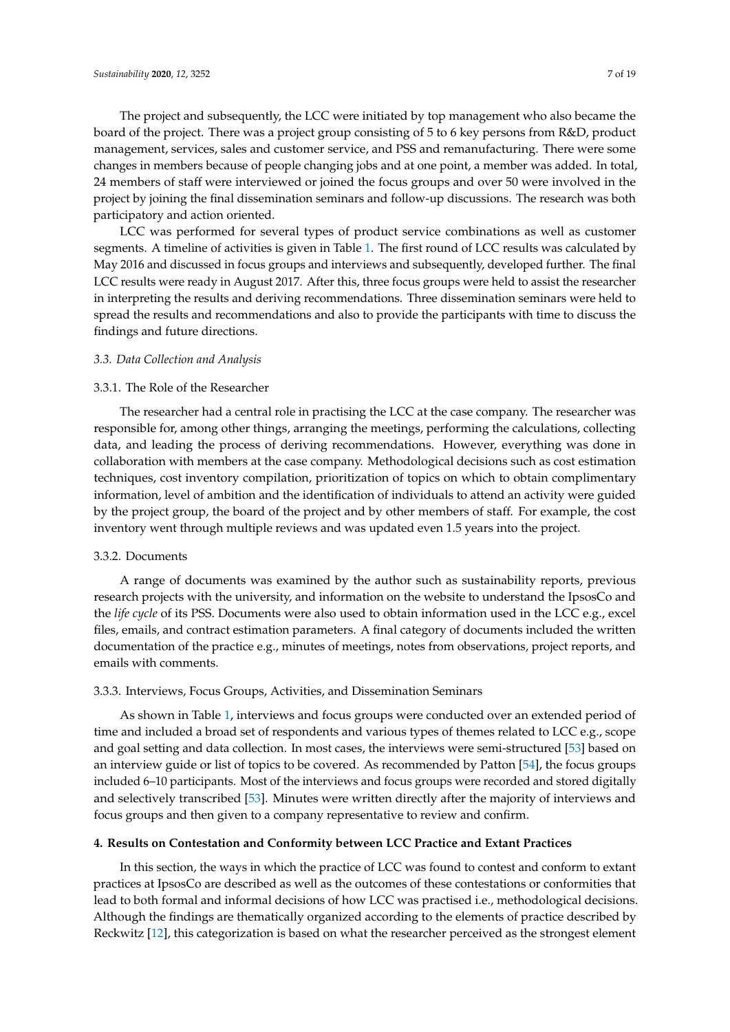The project and subsequently, the LCC were initiated by top management who also became the board of the project. There was a project group consisting of 5 to 6 key persons from R&D, product management, services, sales and customer service, and PSS and remanufacturing. There were some changes in members because of people changing jobs and at one point, a member was added. In total, 24 members of staff were interviewed or joined the focus groups and over 50 were involved in the project by joining the final dissemination seminars and follow-up discussions. The research was both participatory and action oriented.

LCC was performed for several types of product service combinations as well as customer segments. A timeline of activities is given in Table 1. The first round of LCC results was calculated by May 2016 and discussed in focus groups and interviews and subsequently, developed further. The final LCC results were ready in August 2017. After this, three focus groups were held to assist the researcher in interpreting the results and deriving recommendations. Three dissemination seminars were held to spread the results and recommendations and also to provide the participants with time to discuss the findings and future directions.

### *3.3. Data Collection and Analysis*

#### 3.3.1. The Role of the Researcher

The researcher had a central role in practising the LCC at the case company. The researcher was responsible for, among other things, arranging the meetings, performing the calculations, collecting data, and leading the process of deriving recommendations. However, everything was done in collaboration with members at the case company. Methodological decisions such as cost estimation techniques, cost inventory compilation, prioritization of topics on which to obtain complimentary information, level of ambition and the identification of individuals to attend an activity were guided by the project group, the board of the project and by other members of staff. For example, the cost inventory went through multiple reviews and was updated even 1.5 years into the project.

#### 3.3.2. Documents

A range of documents was examined by the author such as sustainability reports, previous research projects with the university, and information on the website to understand the IpsosCo and the *life cycle* of its PSS. Documents were also used to obtain information used in the LCC e.g., excel files, emails, and contract estimation parameters. A final category of documents included the written documentation of the practice e.g., minutes of meetings, notes from observations, project reports, and emails with comments.

#### 3.3.3. Interviews, Focus Groups, Activities, and Dissemination Seminars

As shown in Table 1, interviews and focus groups were conducted over an extended period of time and included a broad set of respondents and various types of themes related to LCC e.g., scope and goal setting and data collection. In most cases, the interviews were semi-structured [53] based on an interview guide or list of topics to be covered. As recommended by Patton [54], the focus groups included 6–10 participants. Most of the interviews and focus groups were recorded and stored digitally and selectively transcribed [53]. Minutes were written directly after the majority of interviews and focus groups and then given to a company representative to review and confirm.

## 4. Results on Contestation and Conformity between LCC Practice and Extant Practices

In this section, the ways in which the practice of LCC was found to contest and conform to extant practices at IpsosCo are described as well as the outcomes of these contestations or conformities that lead to both formal and informal decisions of how LCC was practised i.e., methodological decisions. Although the findings are thematically organized according to the elements of practice described by Reckwitz [12], this categorization is based on what the researcher perceived as the strongest element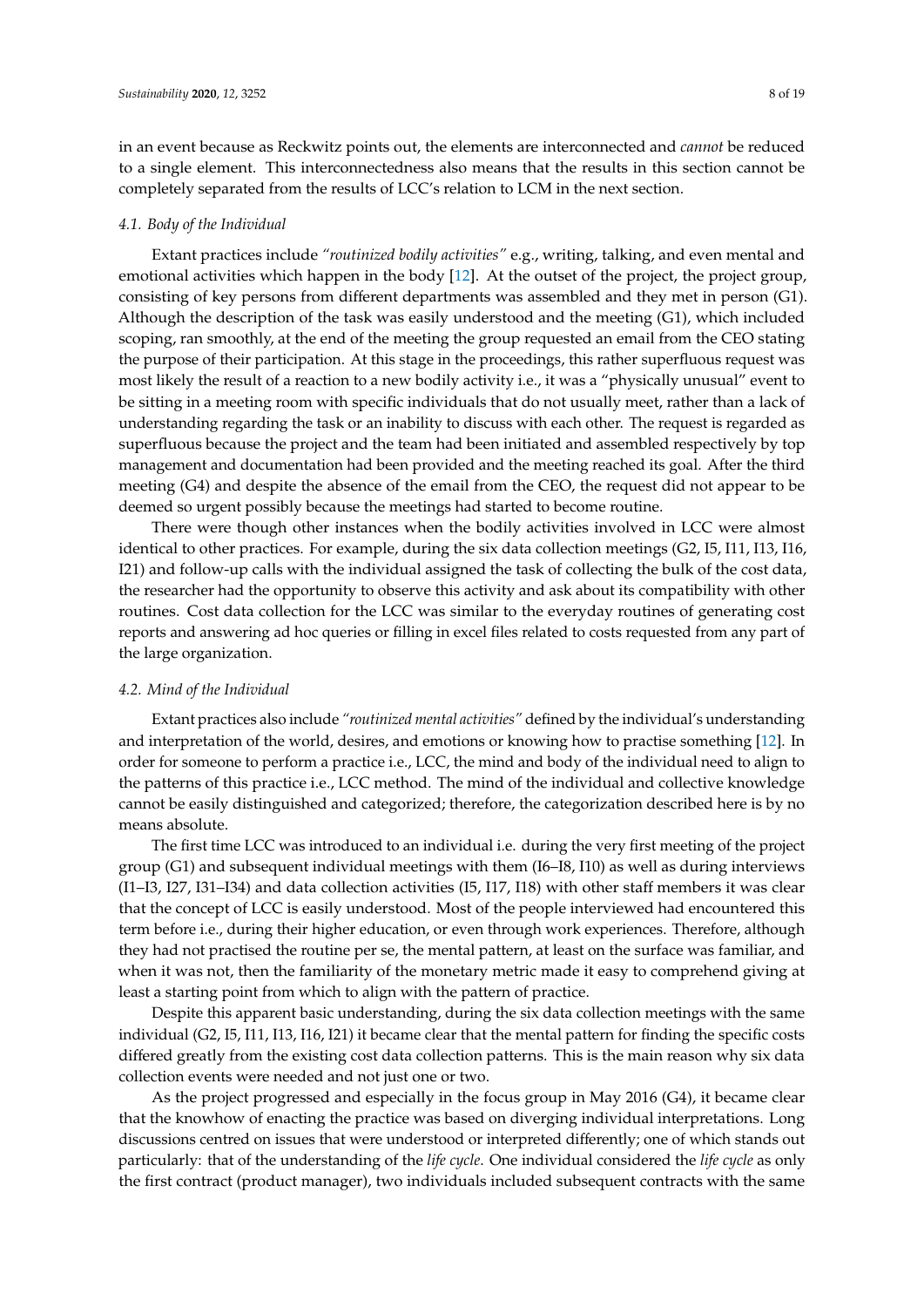in an event because as Reckwitz points out, the elements are interconnected and *cannot* be reduced to a single element. This interconnectedness also means that the results in this section cannot be completely separated from the results of LCC's relation to LCM in the next section.

### *4.1. Body of the Individual*

Extant practices include *"routinized bodily activities"* e.g., writing, talking, and even mental and emotional activities which happen in the body [12]. At the outset of the project, the project group, consisting of key persons from different departments was assembled and they met in person (G1). Although the description of the task was easily understood and the meeting (G1), which included scoping, ran smoothly, at the end of the meeting the group requested an email from the CEO stating the purpose of their participation. At this stage in the proceedings, this rather superfluous request was most likely the result of a reaction to a new bodily activity i.e., it was a "physically unusual" event to be sitting in a meeting room with specific individuals that do not usually meet, rather than a lack of understanding regarding the task or an inability to discuss with each other. The request is regarded as superfluous because the project and the team had been initiated and assembled respectively by top management and documentation had been provided and the meeting reached its goal. After the third meeting (G4) and despite the absence of the email from the CEO, the request did not appear to be deemed so urgent possibly because the meetings had started to become routine.

There were though other instances when the bodily activities involved in LCC were almost identical to other practices. For example, during the six data collection meetings (G2, I5, I11, I13, I16, I21) and follow-up calls with the individual assigned the task of collecting the bulk of the cost data, the researcher had the opportunity to observe this activity and ask about its compatibility with other routines. Cost data collection for the LCC was similar to the everyday routines of generating cost reports and answering ad hoc queries or filling in excel files related to costs requested from any part of the large organization.

### *4.2. Mind of the Individual*

Extant practices also include *"routinized mental activities"* defined by the individual's understanding and interpretation of the world, desires, and emotions or knowing how to practise something [12]. In order for someone to perform a practice i.e., LCC, the mind and body of the individual need to align to the patterns of this practice i.e., LCC method. The mind of the individual and collective knowledge cannot be easily distinguished and categorized; therefore, the categorization described here is by no means absolute.

The first time LCC was introduced to an individual i.e. during the very first meeting of the project group (G1) and subsequent individual meetings with them (I6–I8, I10) as well as during interviews (I1–I3, I27, I31–I34) and data collection activities (I5, I17, I18) with other staff members it was clear that the concept of LCC is easily understood. Most of the people interviewed had encountered this term before i.e., during their higher education, or even through work experiences. Therefore, although they had not practised the routine per se, the mental pattern, at least on the surface was familiar, and when it was not, then the familiarity of the monetary metric made it easy to comprehend giving at least a starting point from which to align with the pattern of practice.

Despite this apparent basic understanding, during the six data collection meetings with the same individual (G2, I5, I11, I13, I16, I21) it became clear that the mental pattern for finding the specific costs differed greatly from the existing cost data collection patterns. This is the main reason why six data collection events were needed and not just one or two.

As the project progressed and especially in the focus group in May 2016 (G4), it became clear that the knowhow of enacting the practice was based on diverging individual interpretations. Long discussions centred on issues that were understood or interpreted differently; one of which stands out particularly: that of the understanding of the *life cycle*. One individual considered the *life cycle* as only the first contract (product manager), two individuals included subsequent contracts with the same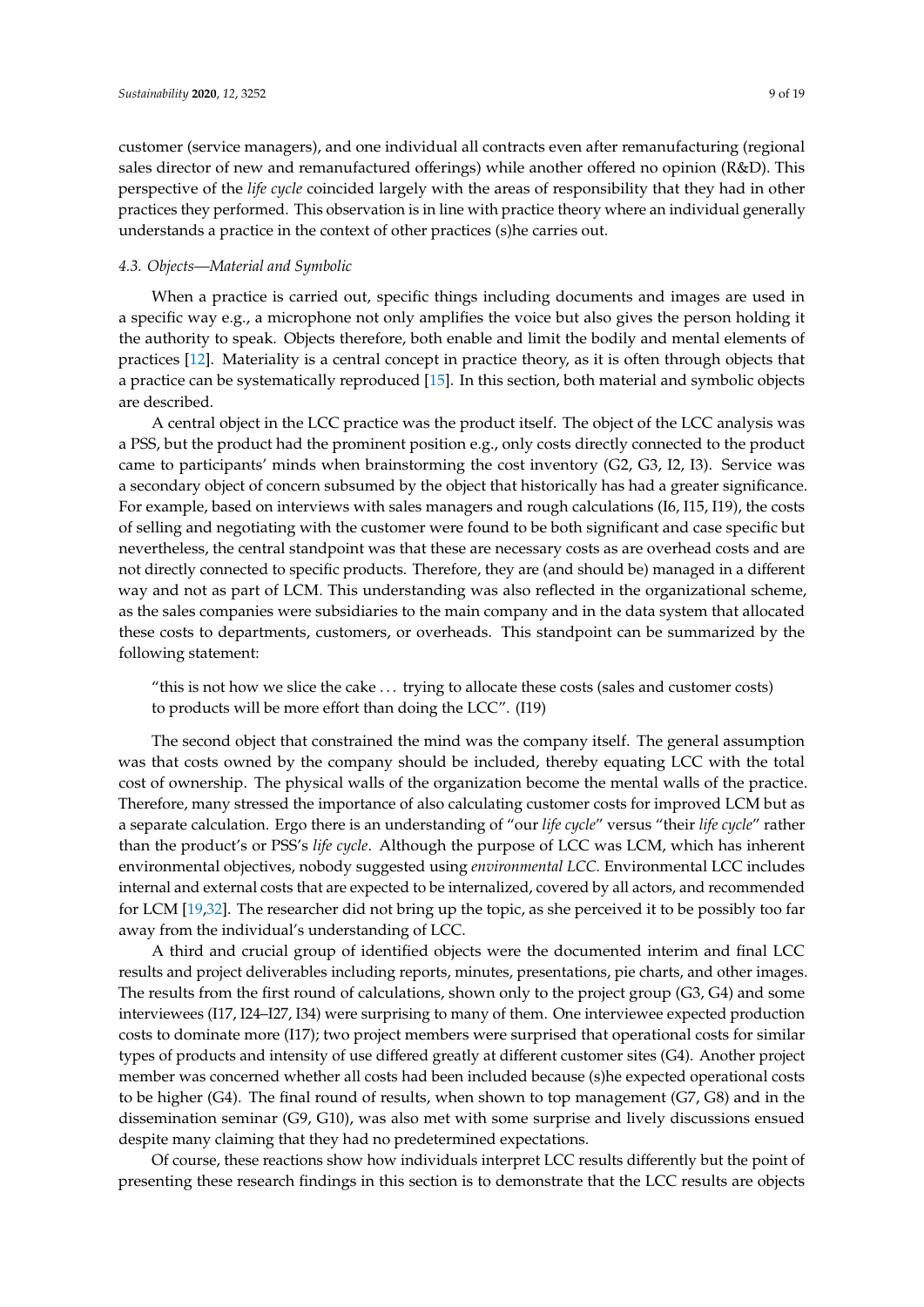customer (service managers), and one individual all contracts even after remanufacturing (regional sales director of new and remanufactured offerings) while another offered no opinion (R&D). This perspective of the *life cycle* coincided largely with the areas of responsibility that they had in other practices they performed. This observation is in line with practice theory where an individual generally understands a practice in the context of other practices (s)he carries out.

### *4.3. Objects—Material and Symbolic*

When a practice is carried out, specific things including documents and images are used in a specific way e.g., a microphone not only amplifies the voice but also gives the person holding it the authority to speak. Objects therefore, both enable and limit the bodily and mental elements of practices [12]. Materiality is a central concept in practice theory, as it is often through objects that a practice can be systematically reproduced [15]. In this section, both material and symbolic objects are described.

A central object in the LCC practice was the product itself. The object of the LCC analysis was a PSS, but the product had the prominent position e.g., only costs directly connected to the product came to participants' minds when brainstorming the cost inventory (G2, G3, I2, I3). Service was a secondary object of concern subsumed by the object that historically has had a greater significance. For example, based on interviews with sales managers and rough calculations (I6, I15, I19), the costs of selling and negotiating with the customer were found to be both significant and case specific but nevertheless, the central standpoint was that these are necessary costs as are overhead costs and are not directly connected to specific products. Therefore, they are (and should be) managed in a different way and not as part of LCM. This understanding was also reflected in the organizational scheme, as the sales companies were subsidiaries to the main company and in the data system that allocated these costs to departments, customers, or overheads. This standpoint can be summarized by the following statement:

> "this is not how we slice the cake … trying to allocate these costs (sales and customer costs) to products will be more effort than doing the LCC". (I19)

The second object that constrained the mind was the company itself. The general assumption was that costs owned by the company should be included, thereby equating LCC with the total cost of ownership. The physical walls of the organization become the mental walls of the practice. Therefore, many stressed the importance of also calculating customer costs for improved LCM but as a separate calculation. Ergo there is an understanding of "our *life cycle*" versus "their *life cycle*" rather than the product's or PSS's *life cycle*. Although the purpose of LCC was LCM, which has inherent environmental objectives, nobody suggested using *environmental LCC*. Environmental LCC includes internal and external costs that are expected to be internalized, covered by all actors, and recommended for LCM [19,32]. The researcher did not bring up the topic, as she perceived it to be possibly too far away from the individual's understanding of LCC.

A third and crucial group of identified objects were the documented interim and final LCC results and project deliverables including reports, minutes, presentations, pie charts, and other images. The results from the first round of calculations, shown only to the project group (G3, G4) and some interviewees (I17, I24–I27, I34) were surprising to many of them. One interviewee expected production costs to dominate more (I17); two project members were surprised that operational costs for similar types of products and intensity of use differed greatly at different customer sites (G4). Another project member was concerned whether all costs had been included because (s)he expected operational costs to be higher (G4). The final round of results, when shown to top management (G7, G8) and in the dissemination seminar (G9, G10), was also met with some surprise and lively discussions ensued despite many claiming that they had no predetermined expectations.

Of course, these reactions show how individuals interpret LCC results differently but the point of presenting these research findings in this section is to demonstrate that the LCC results are objects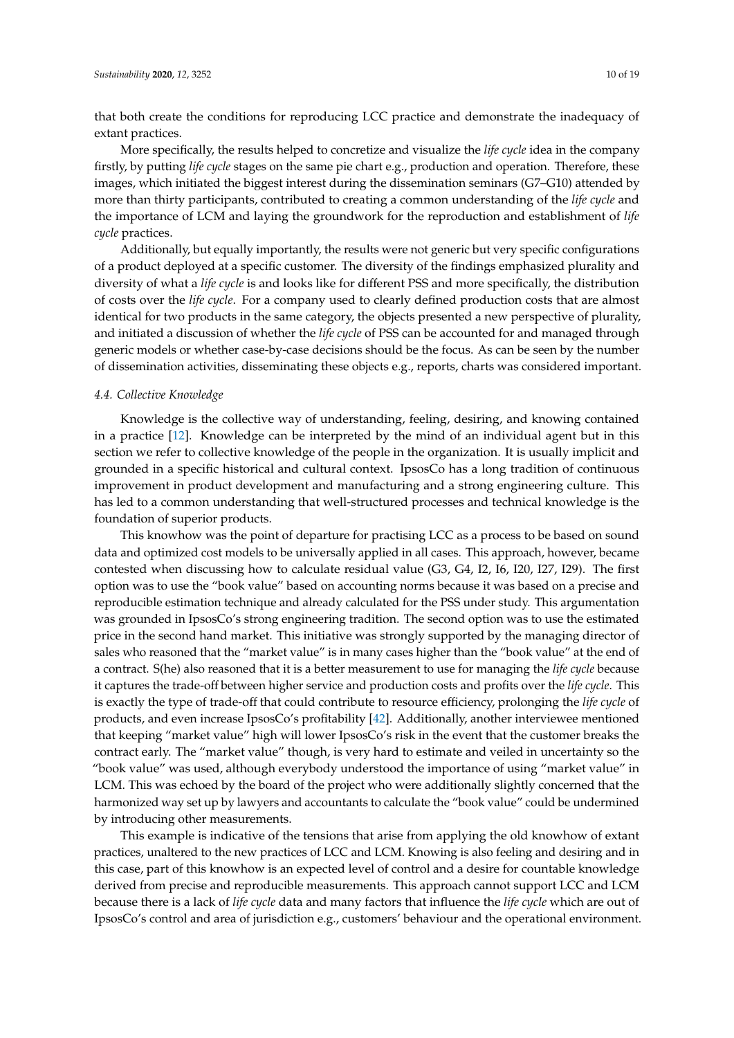that both create the conditions for reproducing LCC practice and demonstrate the inadequacy of extant practices.

More specifically, the results helped to concretize and visualize the *life cycle* idea in the company firstly, by putting *life cycle* stages on the same pie chart e.g., production and operation. Therefore, these images, which initiated the biggest interest during the dissemination seminars (G7–G10) attended by more than thirty participants, contributed to creating a common understanding of the *life cycle* and the importance of LCM and laying the groundwork for the reproduction and establishment of *life cycle* practices.

Additionally, but equally importantly, the results were not generic but very specific configurations of a product deployed at a specific customer. The diversity of the findings emphasized plurality and diversity of what a *life cycle* is and looks like for different PSS and more specifically, the distribution of costs over the *life cycle*. For a company used to clearly defined production costs that are almost identical for two products in the same category, the objects presented a new perspective of plurality, and initiated a discussion of whether the *life cycle* of PSS can be accounted for and managed through generic models or whether case-by-case decisions should be the focus. As can be seen by the number of dissemination activities, disseminating these objects e.g., reports, charts was considered important.

### 4.4. Collective Knowledge

Knowledge is the collective way of understanding, feeling, desiring, and knowing contained in a practice [12]. Knowledge can be interpreted by the mind of an individual agent but in this section we refer to collective knowledge of the people in the organization. It is usually implicit and grounded in a specific historical and cultural context. IpsosCo has a long tradition of continuous improvement in product development and manufacturing and a strong engineering culture. This has led to a common understanding that well-structured processes and technical knowledge is the foundation of superior products.

This knowhow was the point of departure for practising LCC as a process to be based on sound data and optimized cost models to be universally applied in all cases. This approach, however, became contested when discussing how to calculate residual value (G3, G4, I2, I6, I20, I27, I29). The first option was to use the "book value" based on accounting norms because it was based on a precise and reproducible estimation technique and already calculated for the PSS under study. This argumentation was grounded in IpsosCo's strong engineering tradition. The second option was to use the estimated price in the second hand market. This initiative was strongly supported by the managing director of sales who reasoned that the "market value" is in many cases higher than the "book value" at the end of a contract. S(he) also reasoned that it is a better measurement to use for managing the *life cycle* because it captures the trade-off between higher service and production costs and profits over the *life cycle*. This is exactly the type of trade-off that could contribute to resource efficiency, prolonging the *life cycle* of products, and even increase IpsosCo's profitability [42]. Additionally, another interviewee mentioned that keeping "market value" high will lower IpsosCo's risk in the event that the customer breaks the contract early. The "market value" though, is very hard to estimate and veiled in uncertainty so the "book value" was used, although everybody understood the importance of using "market value" in LCM. This was echoed by the board of the project who were additionally slightly concerned that the harmonized way set up by lawyers and accountants to calculate the "book value" could be undermined by introducing other measurements.

This example is indicative of the tensions that arise from applying the old knowhow of extant practices, unaltered to the new practices of LCC and LCM. Knowing is also feeling and desiring and in this case, part of this knowhow is an expected level of control and a desire for countable knowledge derived from precise and reproducible measurements. This approach cannot support LCC and LCM because there is a lack of *life cycle* data and many factors that influence the *life cycle* which are out of IpsosCo's control and area of jurisdiction e.g., customers' behaviour and the operational environment.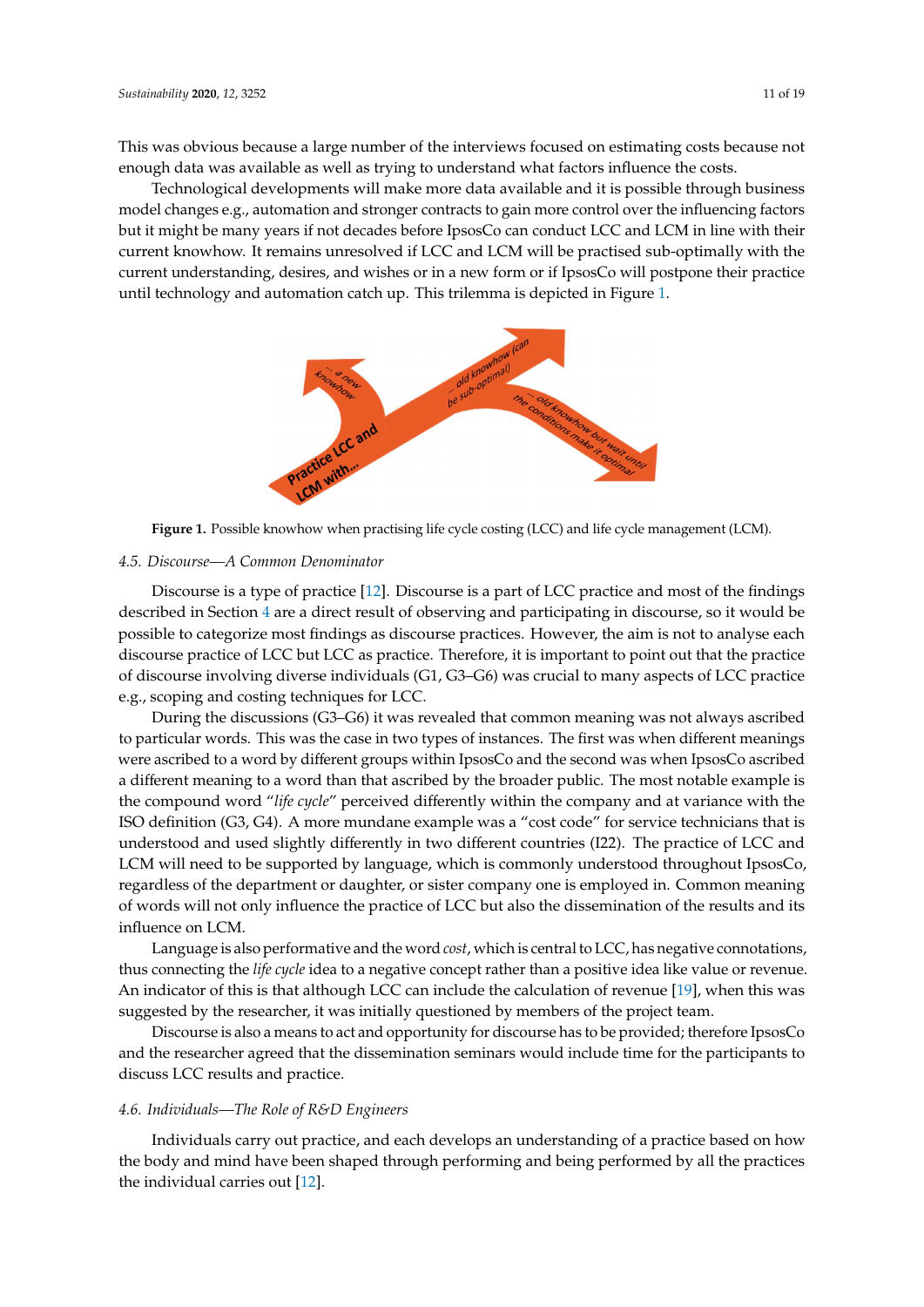This was obvious because a large number of the interviews focused on estimating costs because not enough data was available as well as trying to understand what factors influence the costs.

Technological developments will make more data available and it is possible through business model changes e.g., automation and stronger contracts to gain more control over the influencing factors but it might be many years if not decades before IpsosCo can conduct LCC and LCM in line with their current knowhow. It remains unresolved if LCC and LCM will be practised sub-optimally with the current understanding, desires, and wishes or in a new form or if IpsosCo will postpone their practice until technology and automation catch up. This trilemma is depicted in Figure 1.

**Figure 1.** Possible knowhow when practising life cycle costing (LCC) and life cycle management (LCM).

### 4.5. Discourse—A Common Denominator

Discourse is a type of practice [12]. Discourse is a part of LCC practice and most of the findings described in Section 4 are a direct result of observing and participating in discourse, so it would be possible to categorize most findings as discourse practices. However, the aim is not to analyse each discourse practice of LCC but LCC as practice. Therefore, it is important to point out that the practice of discourse involving diverse individuals (G1, G3–G6) was crucial to many aspects of LCC practice e.g., scoping and costing techniques for LCC.

During the discussions (G3–G6) it was revealed that common meaning was not always ascribed to particular words. This was the case in two types of instances. The first was when different meanings were ascribed to a word by different groups within IpsosCo and the second was when IpsosCo ascribed a different meaning to a word than that ascribed by the broader public. The most notable example is the compound word "*life cycle*" perceived differently within the company and at variance with the ISO definition (G3, G4). A more mundane example was a "cost code" for service technicians that is understood and used slightly differently in two different countries (I22). The practice of LCC and LCM will need to be supported by language, which is commonly understood throughout IpsosCo, regardless of the department or daughter, or sister company one is employed in. Common meaning of words will not only influence the practice of LCC but also the dissemination of the results and its influence on LCM.

Language is also performative and the word *cost*, which is central to LCC, has negative connotations, thus connecting the *life cycle* idea to a negative concept rather than a positive idea like value or revenue. An indicator of this is that although LCC can include the calculation of revenue [19], when this was suggested by the researcher, it was initially questioned by members of the project team.

Discourse is also a means to act and opportunity for discourse has to be provided; therefore IpsosCo and the researcher agreed that the dissemination seminars would include time for the participants to discuss LCC results and practice.

### 4.6. Individuals—The Role of R&D Engineers

Individuals carry out practice, and each develops an understanding of a practice based on how the body and mind have been shaped through performing and being performed by all the practices the individual carries out [12].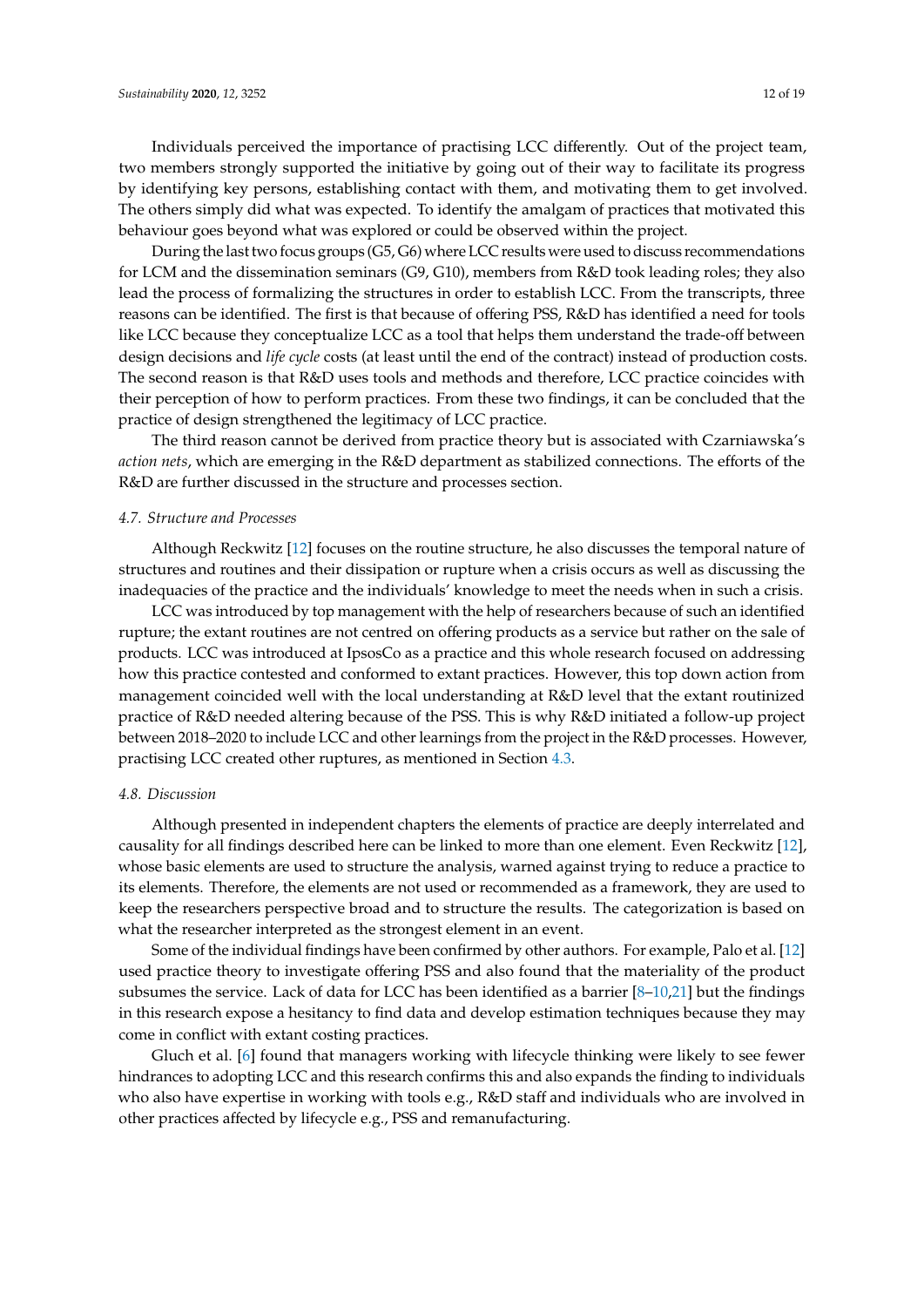Individuals perceived the importance of practising LCC differently. Out of the project team, two members strongly supported the initiative by going out of their way to facilitate its progress by identifying key persons, establishing contact with them, and motivating them to get involved. The others simply did what was expected. To identify the amalgam of practices that motivated this behaviour goes beyond what was explored or could be observed within the project.

During the last two focus groups (G5, G6) where LCC results were used to discuss recommendations for LCM and the dissemination seminars (G9, G10), members from R&D took leading roles; they also lead the process of formalizing the structures in order to establish LCC. From the transcripts, three reasons can be identified. The first is that because of offering PSS, R&D has identified a need for tools like LCC because they conceptualize LCC as a tool that helps them understand the trade-off between design decisions and *life cycle* costs (at least until the end of the contract) instead of production costs. The second reason is that R&D uses tools and methods and therefore, LCC practice coincides with their perception of how to perform practices. From these two findings, it can be concluded that the practice of design strengthened the legitimacy of LCC practice.

The third reason cannot be derived from practice theory but is associated with Czarniawska's *action nets*, which are emerging in the R&D department as stabilized connections. The efforts of the R&D are further discussed in the structure and processes section.

### *4.7. Structure and Processes*

Although Reckwitz [12] focuses on the routine structure, he also discusses the temporal nature of structures and routines and their dissipation or rupture when a crisis occurs as well as discussing the inadequacies of the practice and the individuals' knowledge to meet the needs when in such a crisis.

LCC was introduced by top management with the help of researchers because of such an identified rupture; the extant routines are not centred on offering products as a service but rather on the sale of products. LCC was introduced at IpsosCo as a practice and this whole research focused on addressing how this practice contested and conformed to extant practices. However, this top down action from management coincided well with the local understanding at R&D level that the extant routinized practice of R&D needed altering because of the PSS. This is why R&D initiated a follow-up project between 2018–2020 to include LCC and other learnings from the project in the R&D processes. However, practising LCC created other ruptures, as mentioned in Section 4.3.

### *4.8. Discussion*

Although presented in independent chapters the elements of practice are deeply interrelated and causality for all findings described here can be linked to more than one element. Even Reckwitz [12], whose basic elements are used to structure the analysis, warned against trying to reduce a practice to its elements. Therefore, the elements are not used or recommended as a framework, they are used to keep the researchers perspective broad and to structure the results. The categorization is based on what the researcher interpreted as the strongest element in an event.

Some of the individual findings have been confirmed by other authors. For example, Palo et al. [12] used practice theory to investigate offering PSS and also found that the materiality of the product subsumes the service. Lack of data for LCC has been identified as a barrier [8–10,21] but the findings in this research expose a hesitancy to find data and develop estimation techniques because they may come in conflict with extant costing practices.

Gluch et al. [6] found that managers working with lifecycle thinking were likely to see fewer hindrances to adopting LCC and this research confirms this and also expands the finding to individuals who also have expertise in working with tools e.g., R&D staff and individuals who are involved in other practices affected by lifecycle e.g., PSS and remanufacturing.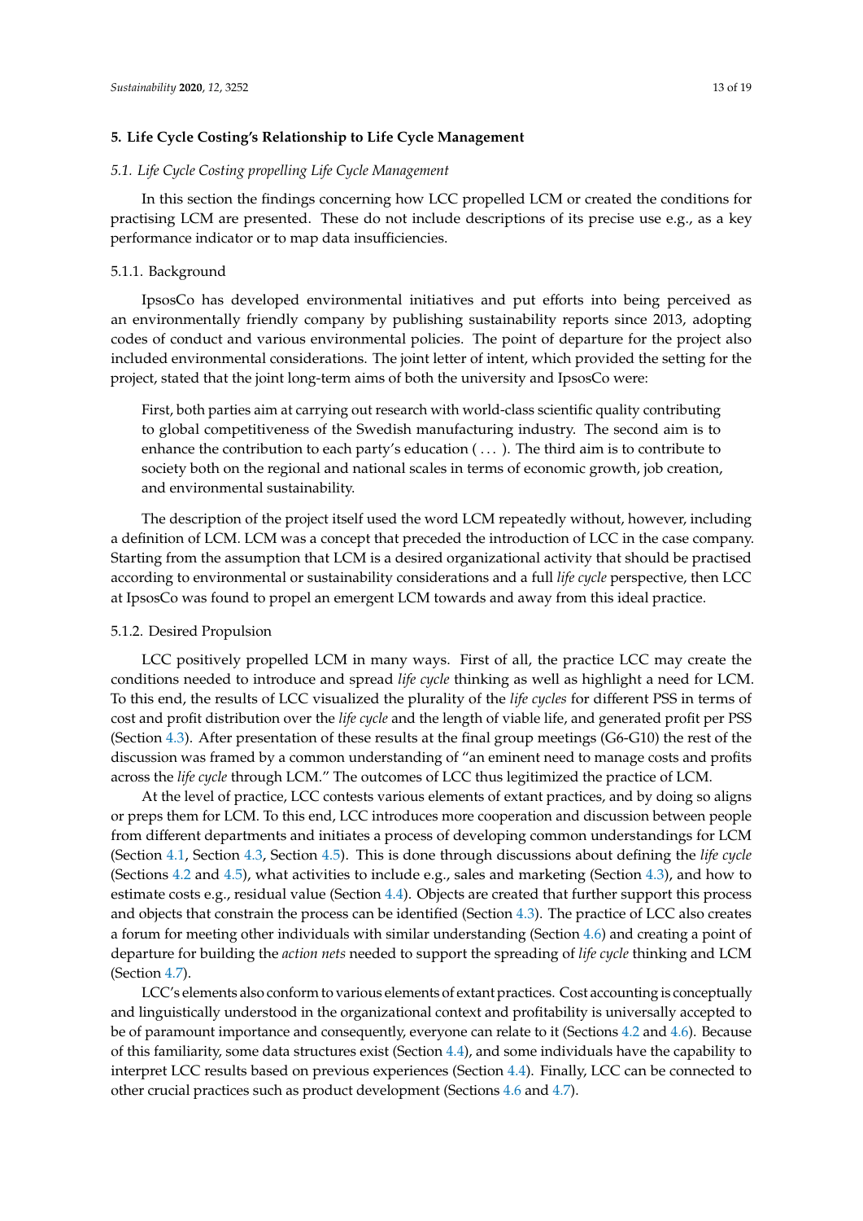## 5. Life Cycle Costing's Relationship to Life Cycle Management

### *5.1. Life Cycle Costing propelling Life Cycle Management*

In this section the findings concerning how LCC propelled LCM or created the conditions for practising LCM are presented. These do not include descriptions of its precise use e.g., as a key performance indicator or to map data insufficiencies.

#### 5.1.1. Background

IpsosCo has developed environmental initiatives and put efforts into being perceived as an environmentally friendly company by publishing sustainability reports since 2013, adopting codes of conduct and various environmental policies. The point of departure for the project also included environmental considerations. The joint letter of intent, which provided the setting for the project, stated that the joint long-term aims of both the university and IpsosCo were:

> First, both parties aim at carrying out research with world-class scientific quality contributing to global competitiveness of the Swedish manufacturing industry. The second aim is to enhance the contribution to each party's education ( ... ). The third aim is to contribute to society both on the regional and national scales in terms of economic growth, job creation, and environmental sustainability.

The description of the project itself used the word LCM repeatedly without, however, including a definition of LCM. LCM was a concept that preceded the introduction of LCC in the case company. Starting from the assumption that LCM is a desired organizational activity that should be practised according to environmental or sustainability considerations and a full *life cycle* perspective, then LCC at IpsosCo was found to propel an emergent LCM towards and away from this ideal practice.

#### 5.1.2. Desired Propulsion

LCC positively propelled LCM in many ways. First of all, the practice LCC may create the conditions needed to introduce and spread *life cycle* thinking as well as highlight a need for LCM. To this end, the results of LCC visualized the plurality of the *life cycles* for different PSS in terms of cost and profit distribution over the *life cycle* and the length of viable life, and generated profit per PSS (Section 4.3). After presentation of these results at the final group meetings (G6-G10) the rest of the discussion was framed by a common understanding of "an eminent need to manage costs and profits across the *life cycle* through LCM." The outcomes of LCC thus legitimized the practice of LCM.

At the level of practice, LCC contests various elements of extant practices, and by doing so aligns or preps them for LCM. To this end, LCC introduces more cooperation and discussion between people from different departments and initiates a process of developing common understandings for LCM (Section 4.1, Section 4.3, Section 4.5). This is done through discussions about defining the *life cycle* (Sections 4.2 and 4.5), what activities to include e.g., sales and marketing (Section 4.3), and how to estimate costs e.g., residual value (Section 4.4). Objects are created that further support this process and objects that constrain the process can be identified (Section 4.3). The practice of LCC also creates a forum for meeting other individuals with similar understanding (Section 4.6) and creating a point of departure for building the *action nets* needed to support the spreading of *life cycle* thinking and LCM (Section 4.7).

LCC's elements also conform to various elements of extant practices. Cost accounting is conceptually and linguistically understood in the organizational context and profitability is universally accepted to be of paramount importance and consequently, everyone can relate to it (Sections 4.2 and 4.6). Because of this familiarity, some data structures exist (Section 4.4), and some individuals have the capability to interpret LCC results based on previous experiences (Section 4.4). Finally, LCC can be connected to other crucial practices such as product development (Sections 4.6 and 4.7).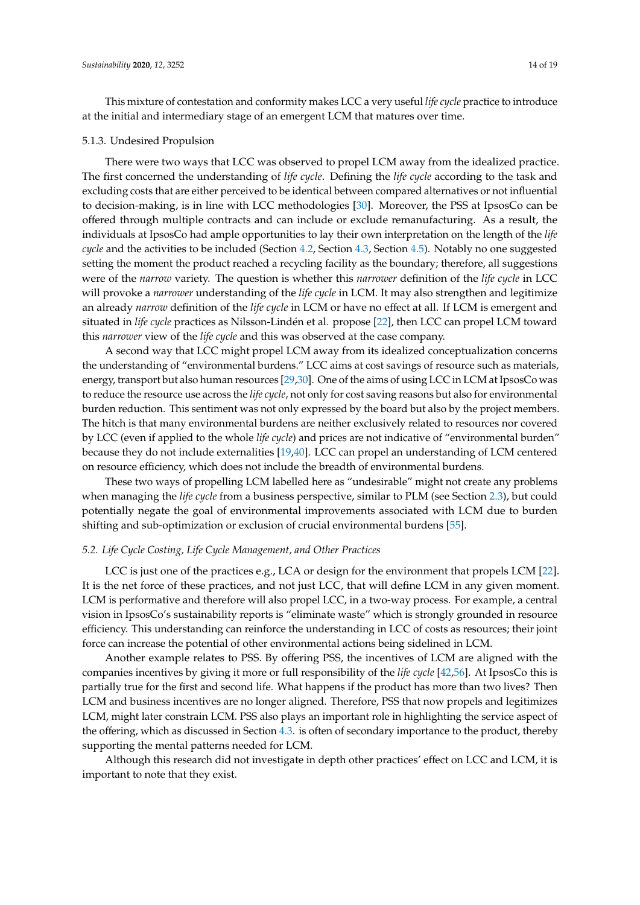This mixture of contestation and conformity makes LCC a very useful *life cycle* practice to introduce at the initial and intermediary stage of an emergent LCM that matures over time.

#### 5.1.3. Undesired Propulsion

There were two ways that LCC was observed to propel LCM away from the idealized practice. The first concerned the understanding of *life cycle*. Defining the *life cycle* according to the task and excluding costs that are either perceived to be identical between compared alternatives or not influential to decision-making, is in line with LCC methodologies [30]. Moreover, the PSS at IpsosCo can be offered through multiple contracts and can include or exclude remanufacturing. As a result, the individuals at IpsosCo had ample opportunities to lay their own interpretation on the length of the *life cycle* and the activities to be included (Section 4.2, Section 4.3, Section 4.5). Notably no one suggested setting the moment the product reached a recycling facility as the boundary; therefore, all suggestions were of the *narrow* variety. The question is whether this *narrower* definition of the *life cycle* in LCC will provoke a *narrower* understanding of the *life cycle* in LCM. It may also strengthen and legitimize an already *narrow* definition of the *life cycle* in LCM or have no effect at all. If LCM is emergent and situated in *life cycle* practices as Nilsson-Lindén et al. propose [22], then LCC can propel LCM toward this *narrower* view of the *life cycle* and this was observed at the case company.

A second way that LCC might propel LCM away from its idealized conceptualization concerns the understanding of "environmental burdens." LCC aims at cost savings of resource such as materials, energy, transport but also human resources [29,30]. One of the aims of using LCC in LCM at IpsosCo was to reduce the resource use across the *life cycle*, not only for cost saving reasons but also for environmental burden reduction. This sentiment was not only expressed by the board but also by the project members. The hitch is that many environmental burdens are neither exclusively related to resources nor covered by LCC (even if applied to the whole *life cycle*) and prices are not indicative of "environmental burden" because they do not include externalities [19,40]. LCC can propel an understanding of LCM centered on resource efficiency, which does not include the breadth of environmental burdens.

These two ways of propelling LCM labelled here as "undesirable" might not create any problems when managing the *life cycle* from a business perspective, similar to PLM (see Section 2.3), but could potentially negate the goal of environmental improvements associated with LCM due to burden shifting and sub-optimization or exclusion of crucial environmental burdens [55].

### *5.2. Life Cycle Costing, Life Cycle Management, and Other Practices*

LCC is just one of the practices e.g., LCA or design for the environment that propels LCM [22]. It is the net force of these practices, and not just LCC, that will define LCM in any given moment. LCM is performative and therefore will also propel LCC, in a two-way process. For example, a central vision in IpsosCo's sustainability reports is "eliminate waste" which is strongly grounded in resource efficiency. This understanding can reinforce the understanding in LCC of costs as resources; their joint force can increase the potential of other environmental actions being sidelined in LCM.

Another example relates to PSS. By offering PSS, the incentives of LCM are aligned with the companies incentives by giving it more or full responsibility of the *life cycle* [42,56]. At IpsosCo this is partially true for the first and second life. What happens if the product has more than two lives? Then LCM and business incentives are no longer aligned. Therefore, PSS that now propels and legitimizes LCM, might later constrain LCM. PSS also plays an important role in highlighting the service aspect of the offering, which as discussed in Section 4.3. is often of secondary importance to the product, thereby supporting the mental patterns needed for LCM.

Although this research did not investigate in depth other practices' effect on LCC and LCM, it is important to note that they exist.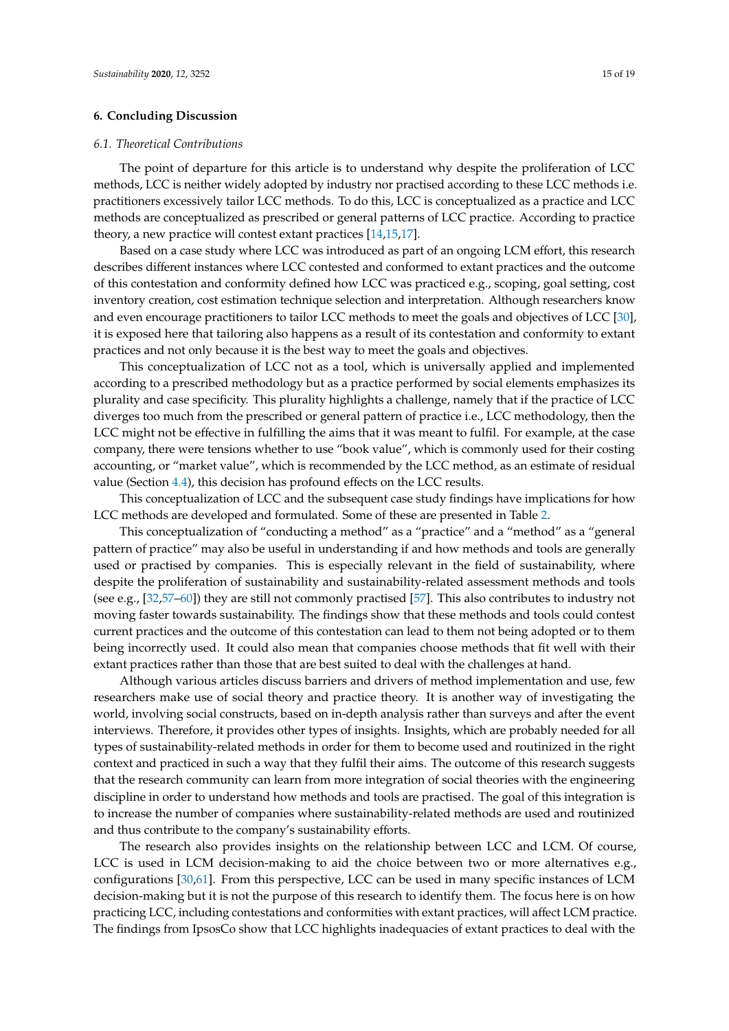## 6. Concluding Discussion

### 6.1. Theoretical Contributions

The point of departure for this article is to understand why despite the proliferation of LCC methods, LCC is neither widely adopted by industry nor practised according to these LCC methods i.e. practitioners excessively tailor LCC methods. To do this, LCC is conceptualized as a practice and LCC methods are conceptualized as prescribed or general patterns of LCC practice. According to practice theory, a new practice will contest extant practices [14,15,17].

Based on a case study where LCC was introduced as part of an ongoing LCM effort, this research describes different instances where LCC contested and conformed to extant practices and the outcome of this contestation and conformity defined how LCC was practiced e.g., scoping, goal setting, cost inventory creation, cost estimation technique selection and interpretation. Although researchers know and even encourage practitioners to tailor LCC methods to meet the goals and objectives of LCC [30], it is exposed here that tailoring also happens as a result of its contestation and conformity to extant practices and not only because it is the best way to meet the goals and objectives.

This conceptualization of LCC not as a tool, which is universally applied and implemented according to a prescribed methodology but as a practice performed by social elements emphasizes its plurality and case specificity. This plurality highlights a challenge, namely that if the practice of LCC diverges too much from the prescribed or general pattern of practice i.e., LCC methodology, then the LCC might not be effective in fulfilling the aims that it was meant to fulfil. For example, at the case company, there were tensions whether to use "book value", which is commonly used for their costing accounting, or "market value", which is recommended by the LCC method, as an estimate of residual value (Section 4.4), this decision has profound effects on the LCC results.

This conceptualization of LCC and the subsequent case study findings have implications for how LCC methods are developed and formulated. Some of these are presented in Table 2.

This conceptualization of "conducting a method" as a "practice" and a "method" as a "general pattern of practice" may also be useful in understanding if and how methods and tools are generally used or practised by companies. This is especially relevant in the field of sustainability, where despite the proliferation of sustainability and sustainability-related assessment methods and tools (see e.g., [32,57–60]) they are still not commonly practised [57]. This also contributes to industry not moving faster towards sustainability. The findings show that these methods and tools could contest current practices and the outcome of this contestation can lead to them not being adopted or to them being incorrectly used. It could also mean that companies choose methods that fit well with their extant practices rather than those that are best suited to deal with the challenges at hand.

Although various articles discuss barriers and drivers of method implementation and use, few researchers make use of social theory and practice theory. It is another way of investigating the world, involving social constructs, based on in-depth analysis rather than surveys and after the event interviews. Therefore, it provides other types of insights. Insights, which are probably needed for all types of sustainability-related methods in order for them to become used and routinized in the right context and practiced in such a way that they fulfil their aims. The outcome of this research suggests that the research community can learn from more integration of social theories with the engineering discipline in order to understand how methods and tools are practised. The goal of this integration is to increase the number of companies where sustainability-related methods are used and routinized and thus contribute to the company's sustainability efforts.

The research also provides insights on the relationship between LCC and LCM. Of course, LCC is used in LCM decision-making to aid the choice between two or more alternatives e.g., configurations [30,61]. From this perspective, LCC can be used in many specific instances of LCM decision-making but it is not the purpose of this research to identify them. The focus here is on how practicing LCC, including contestations and conformities with extant practices, will affect LCM practice. The findings from IpsosCo show that LCC highlights inadequacies of extant practices to deal with the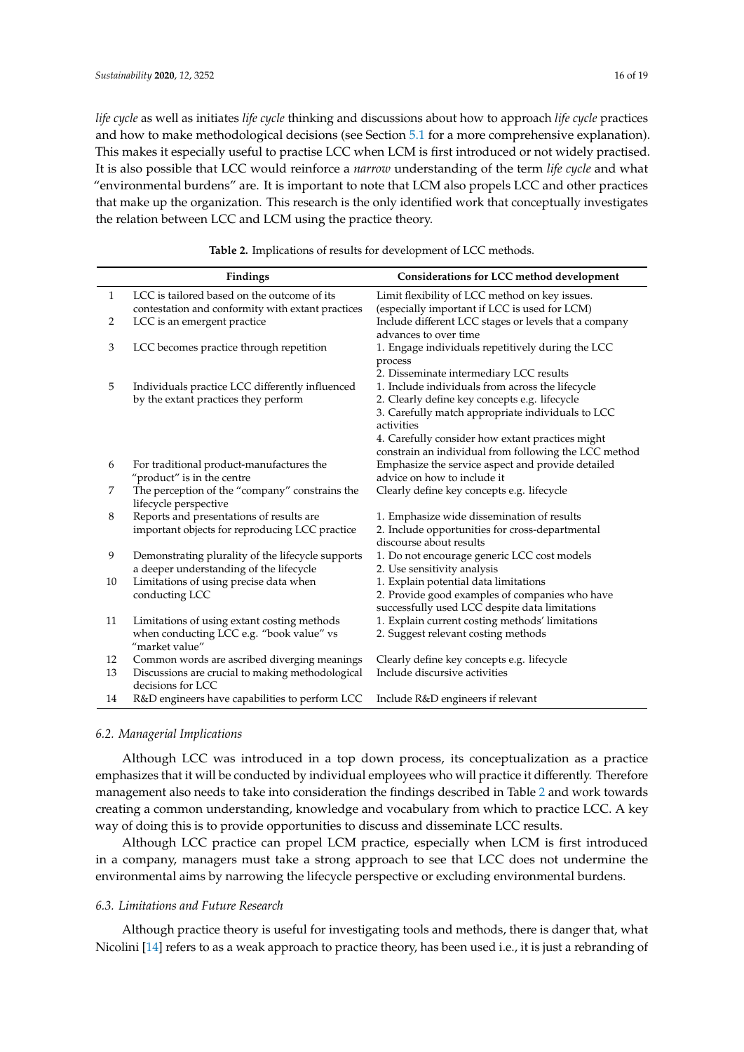*life cycle* as well as initiates *life cycle* thinking and discussions about how to approach *life cycle* practices and how to make methodological decisions (see Section 5.1 for a more comprehensive explanation). This makes it especially useful to practise LCC when LCM is first introduced or not widely practised. It is also possible that LCC would reinforce a *narrow* understanding of the term *life cycle* and what "environmental burdens" are. It is important to note that LCM also propels LCC and other practices that make up the organization. This research is the only identified work that conceptually investigates the relation between LCC and LCM using the practice theory.

**Table 2.** Implications of results for development of LCC methods.

| | Findings | Considerations for LCC method development |
|---|---|---|
| 1 | LCC is tailored based on the outcome of its contestation and conformity with extant practices | Limit flexibility of LCC method on key issues. (especially important if LCC is used for LCM) |
| 2 | LCC is an emergent practice | Include different LCC stages or levels that a company advances to over time |
| 3 | LCC becomes practice through repetition | 1. Engage individuals repetitively during the LCC process<br>2. Disseminate intermediary LCC results |
| 5 | Individuals practice LCC differently influenced by the extant practices they perform | 1. Include individuals from across the lifecycle<br>2. Clearly define key concepts e.g. lifecycle<br>3. Carefully match appropriate individuals to LCC activities<br>4. Carefully consider how extant practices might constrain an individual from following the LCC method |
| 6 | For traditional product-manufactures the "product" is in the centre | Emphasize the service aspect and provide detailed advice on how to include it |
| 7 | The perception of the "company" constrains the lifecycle perspective | Clearly define key concepts e.g. lifecycle |
| 8 | Reports and presentations of results are important objects for reproducing LCC practice | 1. Emphasize wide dissemination of results<br>2. Include opportunities for cross-departmental discourse about results |
| 9 | Demonstrating plurality of the lifecycle supports a deeper understanding of the lifecycle | 1. Do not encourage generic LCC cost models<br>2. Use sensitivity analysis |
| 10 | Limitations of using precise data when conducting LCC | 1. Explain potential data limitations<br>2. Provide good examples of companies who have successfully used LCC despite data limitations |
| 11 | Limitations of using extant costing methods when conducting LCC e.g. "book value" vs "market value" | 1. Explain current costing methods' limitations<br>2. Suggest relevant costing methods |
| 12 | Common words are ascribed diverging meanings | Clearly define key concepts e.g. lifecycle |
| 13 | Discussions are crucial to making methodological decisions for LCC | Include discursive activities |
| 14 | R&D engineers have capabilities to perform LCC | Include R&D engineers if relevant |

### 6.2. Managerial Implications

Although LCC was introduced in a top down process, its conceptualization as a practice emphasizes that it will be conducted by individual employees who will practice it differently. Therefore management also needs to take into consideration the findings described in Table 2 and work towards creating a common understanding, knowledge and vocabulary from which to practice LCC. A key way of doing this is to provide opportunities to discuss and disseminate LCC results.

Although LCC practice can propel LCM practice, especially when LCM is first introduced in a company, managers must take a strong approach to see that LCC does not undermine the environmental aims by narrowing the lifecycle perspective or excluding environmental burdens.

### 6.3. Limitations and Future Research

Although practice theory is useful for investigating tools and methods, there is danger that, what Nicolini [14] refers to as a weak approach to practice theory, has been used i.e., it is just a rebranding of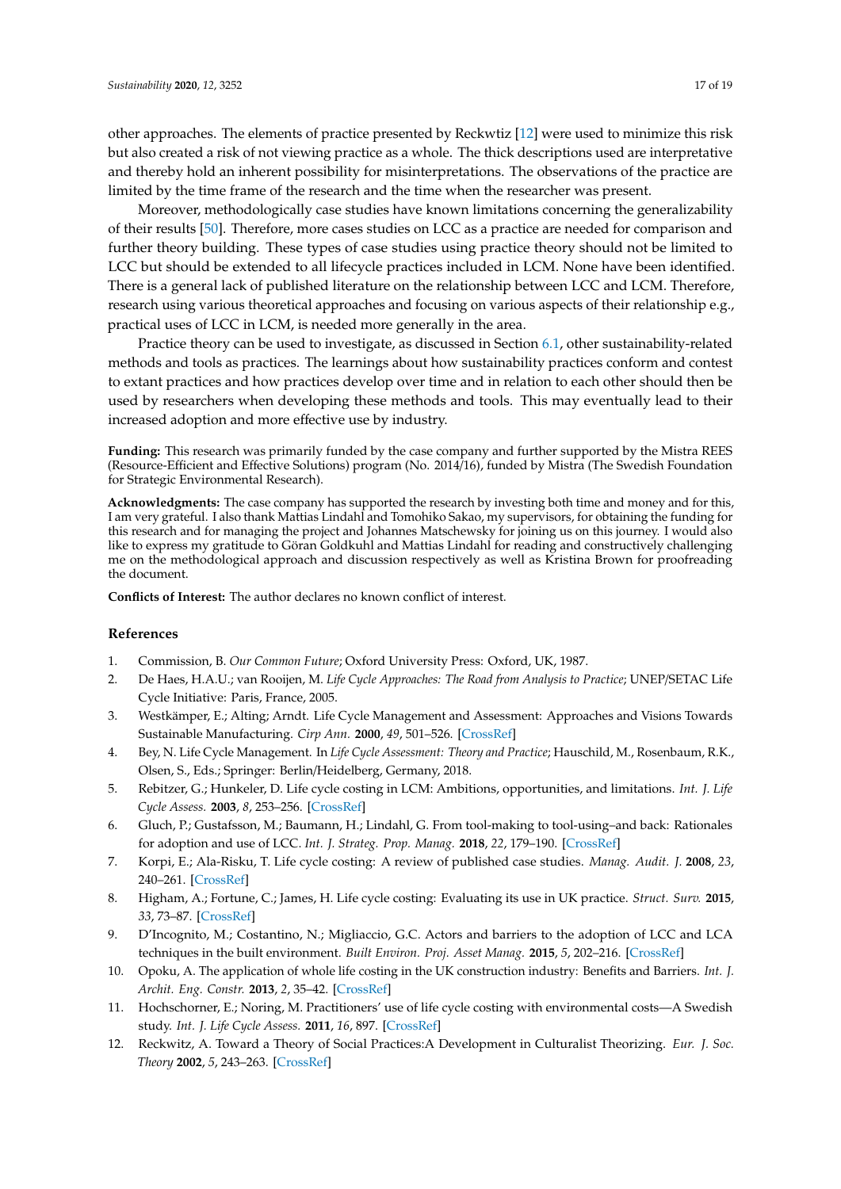other approaches. The elements of practice presented by Reckwtiz [12] were used to minimize this risk but also created a risk of not viewing practice as a whole. The thick descriptions used are interpretative and thereby hold an inherent possibility for misinterpretations. The observations of the practice are limited by the time frame of the research and the time when the researcher was present.

Moreover, methodologically case studies have known limitations concerning the generalizability of their results [50]. Therefore, more cases studies on LCC as a practice are needed for comparison and further theory building. These types of case studies using practice theory should not be limited to LCC but should be extended to all lifecycle practices included in LCM. None have been identified. There is a general lack of published literature on the relationship between LCC and LCM. Therefore, research using various theoretical approaches and focusing on various aspects of their relationship e.g., practical uses of LCC in LCM, is needed more generally in the area.

Practice theory can be used to investigate, as discussed in Section 6.1, other sustainability-related methods and tools as practices. The learnings about how sustainability practices conform and contest to extant practices and how practices develop over time and in relation to each other should then be used by researchers when developing these methods and tools. This may eventually lead to their increased adoption and more effective use by industry.

**Funding:** This research was primarily funded by the case company and further supported by the Mistra REES (Resource-Efficient and Effective Solutions) program (No. 2014/16), funded by Mistra (The Swedish Foundation for Strategic Environmental Research).

**Acknowledgments:** The case company has supported the research by investing both time and money and for this, I am very grateful. I also thank Mattias Lindahl and Tomohiko Sakao, my supervisors, for obtaining the funding for this research and for managing the project and Johannes Matschewsky for joining us on this journey. I would also like to express my gratitude to Göran Goldkuhl and Mattias Lindahl for reading and constructively challenging me on the methodological approach and discussion respectively as well as Kristina Brown for proofreading the document.

**Conflicts of Interest:** The author declares no known conflict of interest.

## References

1. Commission, B. *Our Common Future*; Oxford University Press: Oxford, UK, 1987.
2. De Haes, H.A.U.; van Rooijen, M. *Life Cycle Approaches: The Road from Analysis to Practice*; UNEP/SETAC Life Cycle Initiative: Paris, France, 2005.
3. Westkämper, E.; Alting; Arndt. Life Cycle Management and Assessment: Approaches and Visions Towards Sustainable Manufacturing. *Cirp Ann.* **2000**, *49*, 501–526. [CrossRef]
4. Bey, N. Life Cycle Management. In *Life Cycle Assessment: Theory and Practice*; Hauschild, M., Rosenbaum, R.K., Olsen, S., Eds.; Springer: Berlin/Heidelberg, Germany, 2018.
5. Rebitzer, G.; Hunkeler, D. Life cycle costing in LCM: Ambitions, opportunities, and limitations. *Int. J. Life Cycle Assess.* **2003**, *8*, 253–256. [CrossRef]
6. Gluch, P.; Gustafsson, M.; Baumann, H.; Lindahl, G. From tool-making to tool-using–and back: Rationales for adoption and use of LCC. *Int. J. Strateg. Prop. Manag.* **2018**, *22*, 179–190. [CrossRef]
7. Korpi, E.; Ala-Risku, T. Life cycle costing: A review of published case studies. *Manag. Audit. J.* **2008**, *23*, 240–261. [CrossRef]
8. Higham, A.; Fortune, C.; James, H. Life cycle costing: Evaluating its use in UK practice. *Struct. Surv.* **2015**, *33*, 73–87. [CrossRef]
9. D'Incognito, M.; Costantino, N.; Migliaccio, G.C. Actors and barriers to the adoption of LCC and LCA techniques in the built environment. *Built Environ. Proj. Asset Manag.* **2015**, *5*, 202–216. [CrossRef]
10. Opoku, A. The application of whole life costing in the UK construction industry: Benefits and Barriers. *Int. J. Archit. Eng. Constr.* **2013**, *2*, 35–42. [CrossRef]
11. Hochschorner, E.; Noring, M. Practitioners' use of life cycle costing with environmental costs—A Swedish study. *Int. J. Life Cycle Assess.* **2011**, *16*, 897. [CrossRef]
12. Reckwitz, A. Toward a Theory of Social Practices:A Development in Culturalist Theorizing. *Eur. J. Soc. Theory* **2002**, *5*, 243–263. [CrossRef]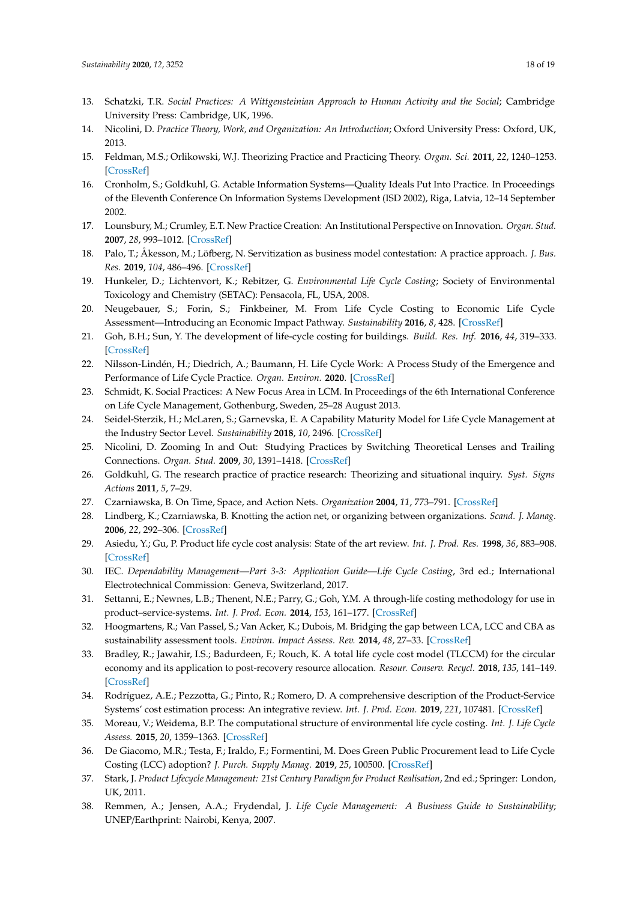13. Schatzki, T.R. *Social Practices: A Wittgensteinian Approach to Human Activity and the Social*; Cambridge University Press: Cambridge, UK, 1996.
14. Nicolini, D. *Practice Theory, Work, and Organization: An Introduction*; Oxford University Press: Oxford, UK, 2013.
15. Feldman, M.S.; Orlikowski, W.J. Theorizing Practice and Practicing Theory. *Organ. Sci.* **2011**, *22*, 1240–1253. [CrossRef]
16. Cronholm, S.; Goldkuhl, G. Actable Information Systems—Quality Ideals Put Into Practice. In Proceedings of the Eleventh Conference On Information Systems Development (ISD 2002), Riga, Latvia, 12–14 September 2002.
17. Lounsbury, M.; Crumley, E.T. New Practice Creation: An Institutional Perspective on Innovation. *Organ. Stud.* **2007**, *28*, 993–1012. [CrossRef]
18. Palo, T.; Åkesson, M.; Löfberg, N. Servitization as business model contestation: A practice approach. *J. Bus. Res.* **2019**, *104*, 486–496. [CrossRef]
19. Hunkeler, D.; Lichtenvort, K.; Rebitzer, G. *Environmental Life Cycle Costing*; Society of Environmental Toxicology and Chemistry (SETAC): Pensacola, FL, USA, 2008.
20. Neugebauer, S.; Forin, S.; Finkbeiner, M. From Life Cycle Costing to Economic Life Cycle Assessment—Introducing an Economic Impact Pathway. *Sustainability* **2016**, *8*, 428. [CrossRef]
21. Goh, B.H.; Sun, Y. The development of life-cycle costing for buildings. *Build. Res. Inf.* **2016**, *44*, 319–333. [CrossRef]
22. Nilsson-Lindén, H.; Diedrich, A.; Baumann, H. Life Cycle Work: A Process Study of the Emergence and Performance of Life Cycle Practice. *Organ. Environ.* **2020**. [CrossRef]
23. Schmidt, K. Social Practices: A New Focus Area in LCM. In Proceedings of the 6th International Conference on Life Cycle Management, Gothenburg, Sweden, 25–28 August 2013.
24. Seidel-Sterzik, H.; McLaren, S.; Garnevska, E. A Capability Maturity Model for Life Cycle Management at the Industry Sector Level. *Sustainability* **2018**, *10*, 2496. [CrossRef]
25. Nicolini, D. Zooming In and Out: Studying Practices by Switching Theoretical Lenses and Trailing Connections. *Organ. Stud.* **2009**, *30*, 1391–1418. [CrossRef]
26. Goldkuhl, G. The research practice of practice research: Theorizing and situational inquiry. *Syst. Signs Actions* **2011**, *5*, 7–29.
27. Czarniawska, B. On Time, Space, and Action Nets. *Organization* **2004**, *11*, 773–791. [CrossRef]
28. Lindberg, K.; Czarniawska, B. Knotting the action net, or organizing between organizations. *Scand. J. Manag.* **2006**, *22*, 292–306. [CrossRef]
29. Asiedu, Y.; Gu, P. Product life cycle cost analysis: State of the art review. *Int. J. Prod. Res.* **1998**, *36*, 883–908. [CrossRef]
30. IEC. *Dependability Management—Part 3-3: Application Guide—Life Cycle Costing*, 3rd ed.; International Electrotechnical Commission: Geneva, Switzerland, 2017.
31. Settanni, E.; Newnes, L.B.; Thenent, N.E.; Parry, G.; Goh, Y.M. A through-life costing methodology for use in product–service-systems. *Int. J. Prod. Econ.* **2014**, *153*, 161–177. [CrossRef]
32. Hoogmartens, R.; Van Passel, S.; Van Acker, K.; Dubois, M. Bridging the gap between LCA, LCC and CBA as sustainability assessment tools. *Environ. Impact Assess. Rev.* **2014**, *48*, 27–33. [CrossRef]
33. Bradley, R.; Jawahir, I.S.; Badurdeen, F.; Rouch, K. A total life cycle cost model (TLCCM) for the circular economy and its application to post-recovery resource allocation. *Resour. Conserv. Recycl.* **2018**, *135*, 141–149. [CrossRef]
34. Rodríguez, A.E.; Pezzotta, G.; Pinto, R.; Romero, D. A comprehensive description of the Product-Service Systems' cost estimation process: An integrative review. *Int. J. Prod. Econ.* **2019**, *221*, 107481. [CrossRef]
35. Moreau, V.; Weidema, B.P. The computational structure of environmental life cycle costing. *Int. J. Life Cycle Assess.* **2015**, *20*, 1359–1363. [CrossRef]
36. De Giacomo, M.R.; Testa, F.; Iraldo, F.; Formentini, M. Does Green Public Procurement lead to Life Cycle Costing (LCC) adoption? *J. Purch. Supply Manag.* **2019**, *25*, 100500. [CrossRef]
37. Stark, J. *Product Lifecycle Management: 21st Century Paradigm for Product Realisation*, 2nd ed.; Springer: London, UK, 2011.
38. Remmen, A.; Jensen, A.A.; Frydendal, J. *Life Cycle Management: A Business Guide to Sustainability*; UNEP/Earthprint: Nairobi, Kenya, 2007.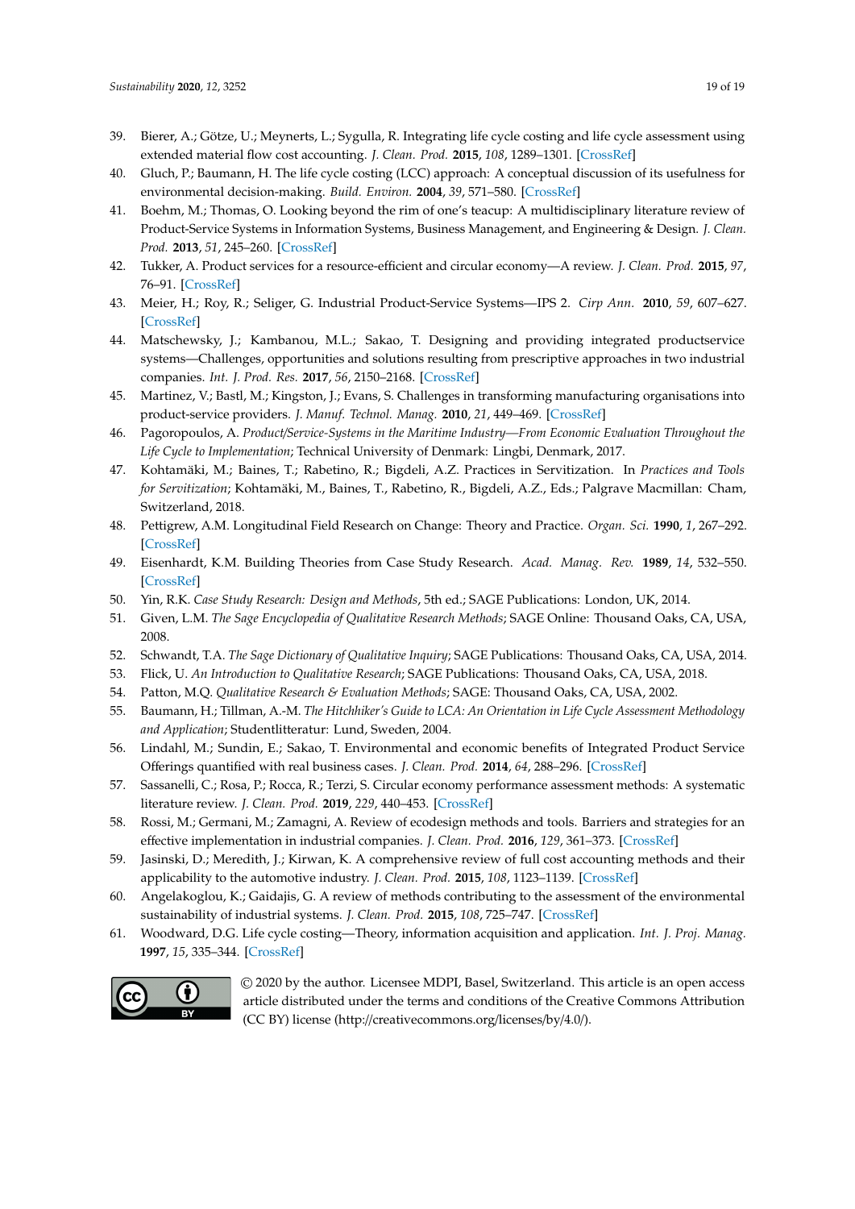39. Bierer, A.; Götze, U.; Meynerts, L.; Sygulla, R. Integrating life cycle costing and life cycle assessment using extended material flow cost accounting. *J. Clean. Prod.* **2015**, *108*, 1289–1301. [CrossRef]
40. Gluch, P.; Baumann, H. The life cycle costing (LCC) approach: A conceptual discussion of its usefulness for environmental decision-making. *Build. Environ.* **2004**, *39*, 571–580. [CrossRef]
41. Boehm, M.; Thomas, O. Looking beyond the rim of one's teacup: A multidisciplinary literature review of Product-Service Systems in Information Systems, Business Management, and Engineering & Design. *J. Clean. Prod.* **2013**, *51*, 245–260. [CrossRef]
42. Tukker, A. Product services for a resource-efficient and circular economy—A review. *J. Clean. Prod.* **2015**, *97*, 76–91. [CrossRef]
43. Meier, H.; Roy, R.; Seliger, G. Industrial Product-Service Systems—IPS 2. *Cirp Ann.* **2010**, *59*, 607–627. [CrossRef]
44. Matschewsky, J.; Kambanou, M.L.; Sakao, T. Designing and providing integrated productservice systems—Challenges, opportunities and solutions resulting from prescriptive approaches in two industrial companies. *Int. J. Prod. Res.* **2017**, *56*, 2150–2168. [CrossRef]
45. Martinez, V.; Bastl, M.; Kingston, J.; Evans, S. Challenges in transforming manufacturing organisations into product-service providers. *J. Manuf. Technol. Manag.* **2010**, *21*, 449–469. [CrossRef]
46. Pagoropoulos, A. *Product/Service-Systems in the Maritime Industry—From Economic Evaluation Throughout the Life Cycle to Implementation*; Technical University of Denmark: Lingbi, Denmark, 2017.
47. Kohtamäki, M.; Baines, T.; Rabetino, R.; Bigdeli, A.Z. Practices in Servitization. In *Practices and Tools for Servitization*; Kohtamäki, M., Baines, T., Rabetino, R., Bigdeli, A.Z., Eds.; Palgrave Macmillan: Cham, Switzerland, 2018.
48. Pettigrew, A.M. Longitudinal Field Research on Change: Theory and Practice. *Organ. Sci.* **1990**, *1*, 267–292. [CrossRef]
49. Eisenhardt, K.M. Building Theories from Case Study Research. *Acad. Manag. Rev.* **1989**, *14*, 532–550. [CrossRef]
50. Yin, R.K. *Case Study Research: Design and Methods*, 5th ed.; SAGE Publications: London, UK, 2014.
51. Given, L.M. *The Sage Encyclopedia of Qualitative Research Methods*; SAGE Online: Thousand Oaks, CA, USA, 2008.
52. Schwandt, T.A. *The Sage Dictionary of Qualitative Inquiry*; SAGE Publications: Thousand Oaks, CA, USA, 2014.
53. Flick, U. *An Introduction to Qualitative Research*; SAGE Publications: Thousand Oaks, CA, USA, 2018.
54. Patton, M.Q. *Qualitative Research & Evaluation Methods*; SAGE: Thousand Oaks, CA, USA, 2002.
55. Baumann, H.; Tillman, A.-M. *The Hitchhiker's Guide to LCA: An Orientation in Life Cycle Assessment Methodology and Application*; Studentlitteratur: Lund, Sweden, 2004.
56. Lindahl, M.; Sundin, E.; Sakao, T. Environmental and economic benefits of Integrated Product Service Offerings quantified with real business cases. *J. Clean. Prod.* **2014**, *64*, 288–296. [CrossRef]
57. Sassanelli, C.; Rosa, P.; Rocca, R.; Terzi, S. Circular economy performance assessment methods: A systematic literature review. *J. Clean. Prod.* **2019**, *229*, 440–453. [CrossRef]
58. Rossi, M.; Germani, M.; Zamagni, A. Review of ecodesign methods and tools. Barriers and strategies for an effective implementation in industrial companies. *J. Clean. Prod.* **2016**, *129*, 361–373. [CrossRef]
59. Jasinski, D.; Meredith, J.; Kirwan, K. A comprehensive review of full cost accounting methods and their applicability to the automotive industry. *J. Clean. Prod.* **2015**, *108*, 1123–1139. [CrossRef]
60. Angelakoglou, K.; Gaidajis, G. A review of methods contributing to the assessment of the environmental sustainability of industrial systems. *J. Clean. Prod.* **2015**, *108*, 725–747. [CrossRef]
61. Woodward, D.G. Life cycle costing—Theory, information acquisition and application. *Int. J. Proj. Manag.* **1997**, *15*, 335–344. [CrossRef]

© 2020 by the author. Licensee MDPI, Basel, Switzerland. This article is an open access article distributed under the terms and conditions of the Creative Commons Attribution (CC BY) license (http://creativecommons.org/licenses/by/4.0/).